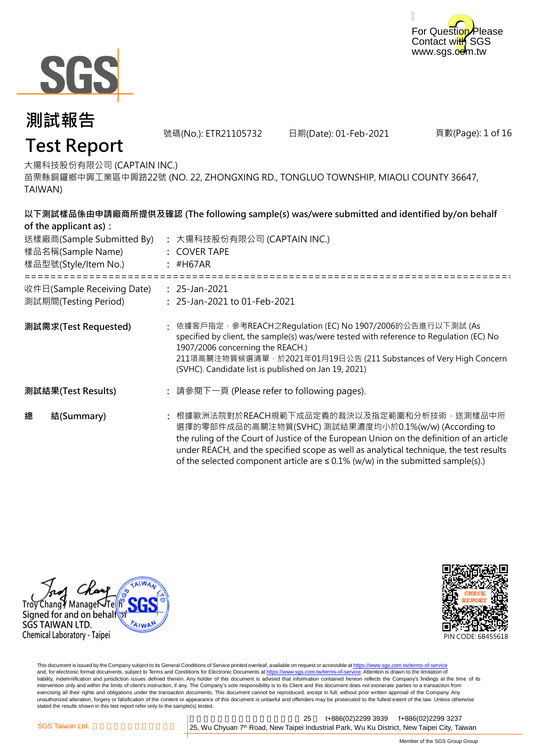# 測試報告

# Test Report

號碼(No.): ETR21105732 日期(Date): 01-Feb-2021

大揚科技股份有限公司 (CAPTAIN INC.)
苗栗縣銅鑼鄉中興工業區中興路22號 (NO. 22, ZHONGXING RD., TONGLUO TOWNSHIP, MIAOLI COUNTY 36647, TAIWAN)

**以下測試樣品係由申請廠商所提供及確認 (The following sample(s) was/were submitted and identified by/on behalf of the applicant as)：**

送樣廠商(Sample Submitted By) : 大揚科技股份有限公司 (CAPTAIN INC.)
樣品名稱(Sample Name) : COVER TAPE
樣品型號(Style/Item No.) : #H67AR

==========================================================================

收件日(Sample Receiving Date) : 25-Jan-2021
測試期間(Testing Period) : 25-Jan-2021 to 01-Feb-2021

**測試需求(Test Requested)** : 依據客戶指定，參考REACH之Regulation (EC) No 1907/2006的公告進行以下測試 (As specified by client, the sample(s) was/were tested with reference to Regulation (EC) No 1907/2006 concerning the REACH.)
211項高關注物質候選清單，於2021年01月19日公告 (211 Substances of Very High Concern (SVHC). Candidate list is published on Jan 19, 2021)

**測試結果(Test Results)** : 請參閱下一頁 (Please refer to following pages).

**總 結(Summary)** : 根據歐洲法院對於REACH規範下成品定義的裁決以及指定範圍和分析技術，送測樣品中所選擇的零部件成品的高關注物質(SVHC) 測試結果濃度均小於0.1%(w/w) (According to the ruling of the Court of Justice of the European Union on the definition of an article under REACH, and the specified scope as well as analytical technique, the test results of the selected component article are ≤ 0.1% (w/w) in the submitted sample(s).)

Troy Chang / Manager / Tech
Signed for and on behalf of
SGS TAIWAN LTD.
Chemical Laboratory - Taipei

PIN CODE: 6B455618

This document is issued by the Company subject to its General Conditions of Service printed overleaf, available on request or accessible at https://www.sgs.com.tw/terms-of-service and, for electronic format documents, subject to Terms and Conditions for Electronic Documents at https://www.sgs.com.tw/terms-of-service. Attention is drawn to the limitation of liability, indemnification and jurisdiction issues defined therein. Any holder of this document is advised that information contained hereon reflects the Company's findings at the time of its intervention only and within the limits of client's instruction, if any. The Company's sole responsibility is to its Client and this document does not exonerate parties to a transaction from exercising all their rights and obligations under the transaction documents. This document cannot be reproduced, except in full, without prior written approval of the Company. Any unauthorized alteration, forgery or falsification of the content or appearance of this document is unlawful and offenders may be prosecuted to the fullest extent of the law. Unless otherwise stated the results shown in this test report refer only to the sample(s) tested.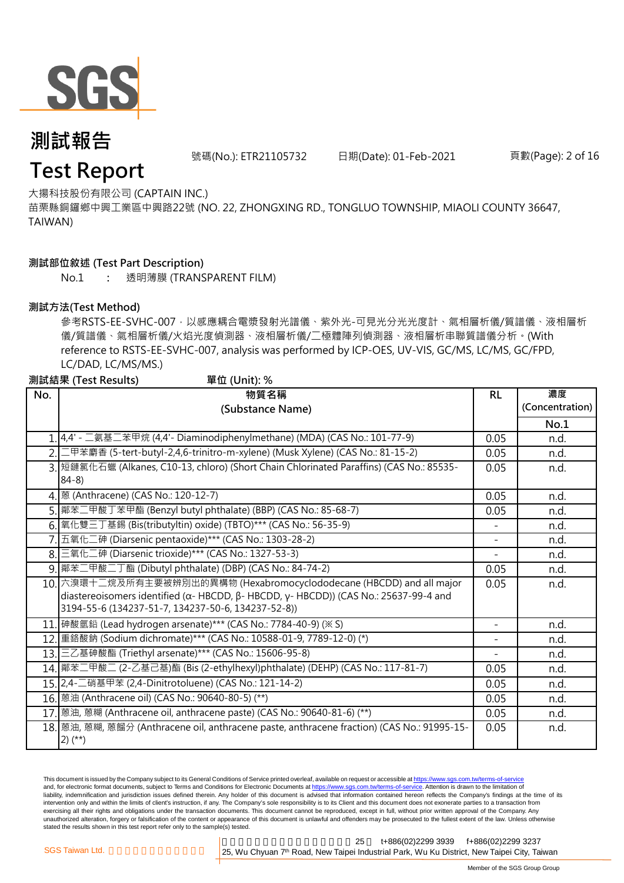# 測試報告

# Test Report

號碼(No.): ETR21105732　　日期(Date): 01-Feb-2021

大揚科技股份有限公司 (CAPTAIN INC.)

苗栗縣銅鑼鄉中興工業區中興路22號 (NO. 22, ZHONGXING RD., TONGLUO TOWNSHIP, MIAOLI COUNTY 36647, TAIWAN)

**測試部位敘述 (Test Part Description)**

No.1　：　透明薄膜 (TRANSPARENT FILM)

**測試方法(Test Method)**

參考RSTS-EE-SVHC-007，以感應耦合電漿發射光譜儀、紫外光-可見光分光光度計、氣相層析儀/質譜儀、液相層析儀/質譜儀、氣相層析儀/火焰光度偵測器、液相層析儀/二極體陣列偵測器、液相層析串聯質譜儀分析。(With reference to RSTS-EE-SVHC-007, analysis was performed by ICP-OES, UV-VIS, GC/MS, LC/MS, GC/FPD, LC/DAD, LC/MS/MS.)

**測試結果 (Test Results)**　　**單位 (Unit): %**

| No. | 物質名稱 (Substance Name) | RL | 濃度 (Concentration) No.1 |
|---|---|---|---|
| 1. | 4,4' - 二氨基二苯甲烷 (4,4'- Diaminodiphenylmethane) (MDA) (CAS No.: 101-77-9) | 0.05 | n.d. |
| 2. | 二甲苯麝香 (5-tert-butyl-2,4,6-trinitro-m-xylene) (Musk Xylene) (CAS No.: 81-15-2) | 0.05 | n.d. |
| 3. | 短鏈氯化石蠟 (Alkanes, C10-13, chloro) (Short Chain Chlorinated Paraffins) (CAS No.: 85535-84-8) | 0.05 | n.d. |
| 4. | 蒽 (Anthracene) (CAS No.: 120-12-7) | 0.05 | n.d. |
| 5. | 鄰苯二甲酸丁苯甲酯 (Benzyl butyl phthalate) (BBP) (CAS No.: 85-68-7) | 0.05 | n.d. |
| 6. | 氧化雙三丁基錫 (Bis(tributyltin) oxide) (TBTO)*** (CAS No.: 56-35-9) | - | n.d. |
| 7. | 五氧化二砷 (Diarsenic pentaoxide)*** (CAS No.: 1303-28-2) | - | n.d. |
| 8. | 三氧化二砷 (Diarsenic trioxide)*** (CAS No.: 1327-53-3) | - | n.d. |
| 9. | 鄰苯二甲酸二丁酯 (Dibutyl phthalate) (DBP) (CAS No.: 84-74-2) | 0.05 | n.d. |
| 10. | 六溴環十二烷及所有主要被辨別出的異構物 (Hexabromocyclododecane (HBCDD) and all major diastereoisomers identified (α- HBCDD, β- HBCDD, γ- HBCDD)) (CAS No.: 25637-99-4 and 3194-55-6 (134237-51-7, 134237-50-6, 134237-52-8)) | 0.05 | n.d. |
| 11. | 砷酸氫鉛 (Lead hydrogen arsenate)*** (CAS No.: 7784-40-9) (※S) | - | n.d. |
| 12. | 重鉻酸鈉 (Sodium dichromate)*** (CAS No.: 10588-01-9, 7789-12-0) (*) | - | n.d. |
| 13. | 三乙基砷酸酯 (Triethyl arsenate)*** (CAS No.: 15606-95-8) | - | n.d. |
| 14. | 鄰苯二甲酸二 (2-乙基己基)酯 (Bis (2-ethylhexyl)phthalate) (DEHP) (CAS No.: 117-81-7) | 0.05 | n.d. |
| 15. | 2,4-二硝基甲苯 (2,4-Dinitrotoluene) (CAS No.: 121-14-2) | 0.05 | n.d. |
| 16. | 蒽油 (Anthracene oil) (CAS No.: 90640-80-5) (**) | 0.05 | n.d. |
| 17. | 蒽油, 蒽糊 (Anthracene oil, anthracene paste) (CAS No.: 90640-81-6) (**) | 0.05 | n.d. |
| 18. | 蒽油, 蒽糊, 蒽餾分 (Anthracene oil, anthracene paste, anthracene fraction) (CAS No.: 91995-15-2) (**) | 0.05 | n.d. |

This document is issued by the Company subject to its General Conditions of Service printed overleaf, available on request or accessible at https://www.sgs.com.tw/terms-of-service and, for electronic format documents, subject to Terms and Conditions for Electronic Documents at https://www.sgs.com.tw/terms-of-service. Attention is drawn to the limitation of liability, indemnification and jurisdiction issues defined therein. Any holder of this document is advised that information contained hereon reflects the Company's findings at the time of its intervention only and within the limits of client's instruction, if any. The Company's sole responsibility is to its Client and this document does not exonerate parties to a transaction from exercising all their rights and obligations under the transaction documents. This document cannot be reproduced, except in full, without prior written approval of the Company. Any unauthorized alteration, forgery or falsification of the content or appearance of this document is unlawful and offenders may be prosecuted to the fullest extent of the law. Unless otherwise stated the results shown in this test report refer only to the sample(s) tested.

SGS Taiwan Ltd.　|　25　t+886(02)2299 3939　f+886(02)2299 3237　25, Wu Chyuan 7th Road, New Taipei Industrial Park, Wu Ku District, New Taipei City, Taiwan

Member of the SGS Group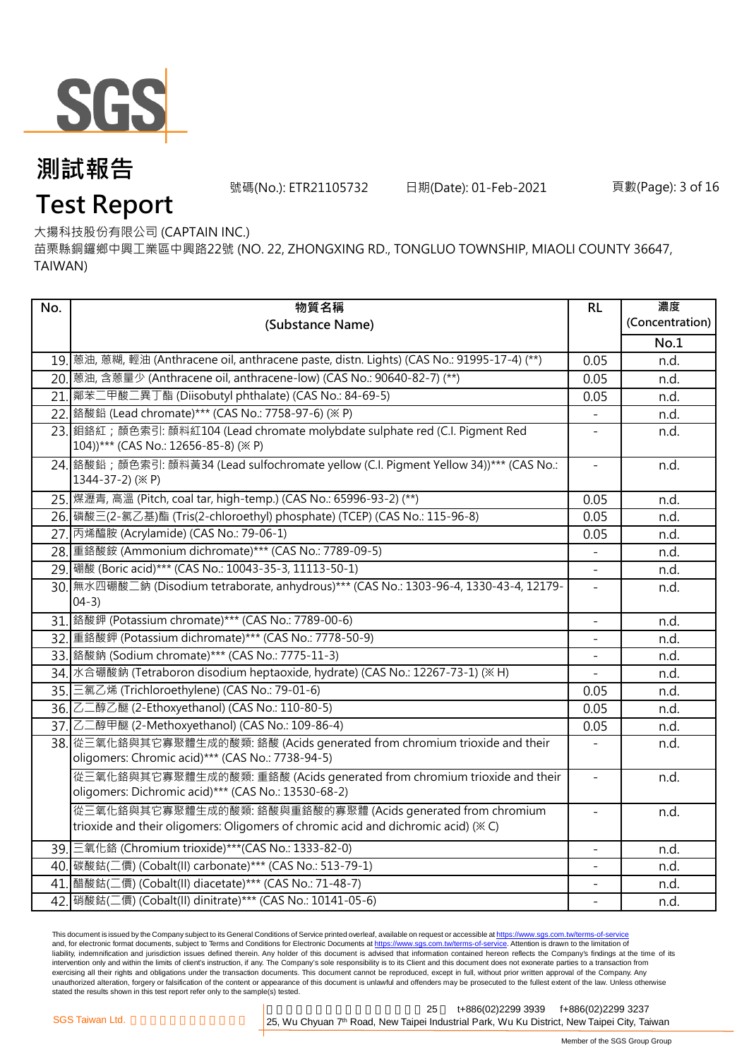# 測試報告

# Test Report

號碼(No.): ETR21105732　　日期(Date): 01-Feb-2021

大揚科技股份有限公司 (CAPTAIN INC.)

苗栗縣銅鑼鄉中興工業區中興路22號 (NO. 22, ZHONGXING RD., TONGLUO TOWNSHIP, MIAOLI COUNTY 36647, TAIWAN)

| No. | 物質名稱 (Substance Name) | RL | 濃度 (Concentration) |
|---|---|---|---|
| | | | No.1 |
| 19. | 蒽油, 蒽糊, 輕油 (Anthracene oil, anthracene paste, distn. Lights) (CAS No.: 91995-17-4) (**) | 0.05 | n.d. |
| 20. | 蒽油, 含蒽量少 (Anthracene oil, anthracene-low) (CAS No.: 90640-82-7) (**) | 0.05 | n.d. |
| 21. | 鄰苯二甲酸二異丁酯 (Diisobutyl phthalate) (CAS No.: 84-69-5) | 0.05 | n.d. |
| 22. | 鉻酸鉛 (Lead chromate)*** (CAS No.: 7758-97-6) (※ P) | - | n.d. |
| 23. | 鉬鉻紅；顏色索引: 顏料紅104 (Lead chromate molybdate sulphate red (C.I. Pigment Red 104))*** (CAS No.: 12656-85-8) (※ P) | - | n.d. |
| 24. | 鉻酸鉛；顏色索引: 顏料黃34 (Lead sulfochromate yellow (C.I. Pigment Yellow 34))*** (CAS No.: 1344-37-2) (※ P) | - | n.d. |
| 25. | 煤瀝青, 高溫 (Pitch, coal tar, high-temp.) (CAS No.: 65996-93-2) (**) | 0.05 | n.d. |
| 26. | 磷酸三(2-氯乙基)酯 (Tris(2-chloroethyl) phosphate) (TCEP) (CAS No.: 115-96-8) | 0.05 | n.d. |
| 27. | 丙烯醯胺 (Acrylamide) (CAS No.: 79-06-1) | 0.05 | n.d. |
| 28. | 重鉻酸銨 (Ammonium dichromate)*** (CAS No.: 7789-09-5) | - | n.d. |
| 29. | 硼酸 (Boric acid)*** (CAS No.: 10043-35-3, 11113-50-1) | - | n.d. |
| 30. | 無水四硼酸二鈉 (Disodium tetraborate, anhydrous)*** (CAS No.: 1303-96-4, 1330-43-4, 12179-04-3) | - | n.d. |
| 31. | 鉻酸鉀 (Potassium chromate)*** (CAS No.: 7789-00-6) | - | n.d. |
| 32. | 重鉻酸鉀 (Potassium dichromate)*** (CAS No.: 7778-50-9) | - | n.d. |
| 33. | 鉻酸鈉 (Sodium chromate)*** (CAS No.: 7775-11-3) | - | n.d. |
| 34. | 水合硼酸鈉 (Tetraboron disodium heptaoxide, hydrate) (CAS No.: 12267-73-1) (※ H) | - | n.d. |
| 35. | 三氯乙烯 (Trichloroethylene) (CAS No.: 79-01-6) | 0.05 | n.d. |
| 36. | 乙二醇乙醚 (2-Ethoxyethanol) (CAS No.: 110-80-5) | 0.05 | n.d. |
| 37. | 乙二醇甲醚 (2-Methoxyethanol) (CAS No.: 109-86-4) | 0.05 | n.d. |
| 38. | 從三氧化鉻與其它寡聚體生成的酸類: 鉻酸 (Acids generated from chromium trioxide and their oligomers: Chromic acid)*** (CAS No.: 7738-94-5) | - | n.d. |
| | 從三氧化鉻與其它寡聚體生成的酸類: 重鉻酸 (Acids generated from chromium trioxide and their oligomers: Dichromic acid)*** (CAS No.: 13530-68-2) | - | n.d. |
| | 從三氧化鉻與其它寡聚體生成的酸類: 鉻酸與重鉻酸的寡聚體 (Acids generated from chromium trioxide and their oligomers: Oligomers of chromic acid and dichromic acid) (※ C) | - | n.d. |
| 39. | 三氧化鉻 (Chromium trioxide)***(CAS No.: 1333-82-0) | - | n.d. |
| 40. | 碳酸鈷(二價) (Cobalt(II) carbonate)*** (CAS No.: 513-79-1) | - | n.d. |
| 41. | 醋酸鈷(二價) (Cobalt(II) diacetate)*** (CAS No.: 71-48-7) | - | n.d. |
| 42. | 硝酸鈷(二價) (Cobalt(II) dinitrate)*** (CAS No.: 10141-05-6) | - | n.d. |

This document is issued by the Company subject to its General Conditions of Service printed overleaf, available on request or accessible at https://www.sgs.com.tw/terms-of-service and, for electronic format documents, subject to Terms and Conditions for Electronic Documents at https://www.sgs.com.tw/terms-of-service. Attention is drawn to the limitation of liability, indemnification and jurisdiction issues defined therein. Any holder of this document is advised that information contained hereon reflects the Company's findings at the time of its intervention only and within the limits of client's instruction, if any. The Company's sole responsibility is to its Client and this document does not exonerate parties to a transaction from exercising all their rights and obligations under the transaction documents. This document cannot be reproduced, except in full, without prior written approval of the Company. Any unauthorized alteration, forgery or falsification of the content or appearance of this document is unlawful and offenders may be prosecuted to the fullest extent of the law. Unless otherwise stated the results shown in this test report refer only to the sample(s) tested.

SGS Taiwan Ltd. 25, Wu Chyuan 7th Road, New Taipei Industrial Park, Wu Ku District, New Taipei City, Taiwan t+886(02)2299 3939 f+886(02)2299 3237

Member of the SGS Group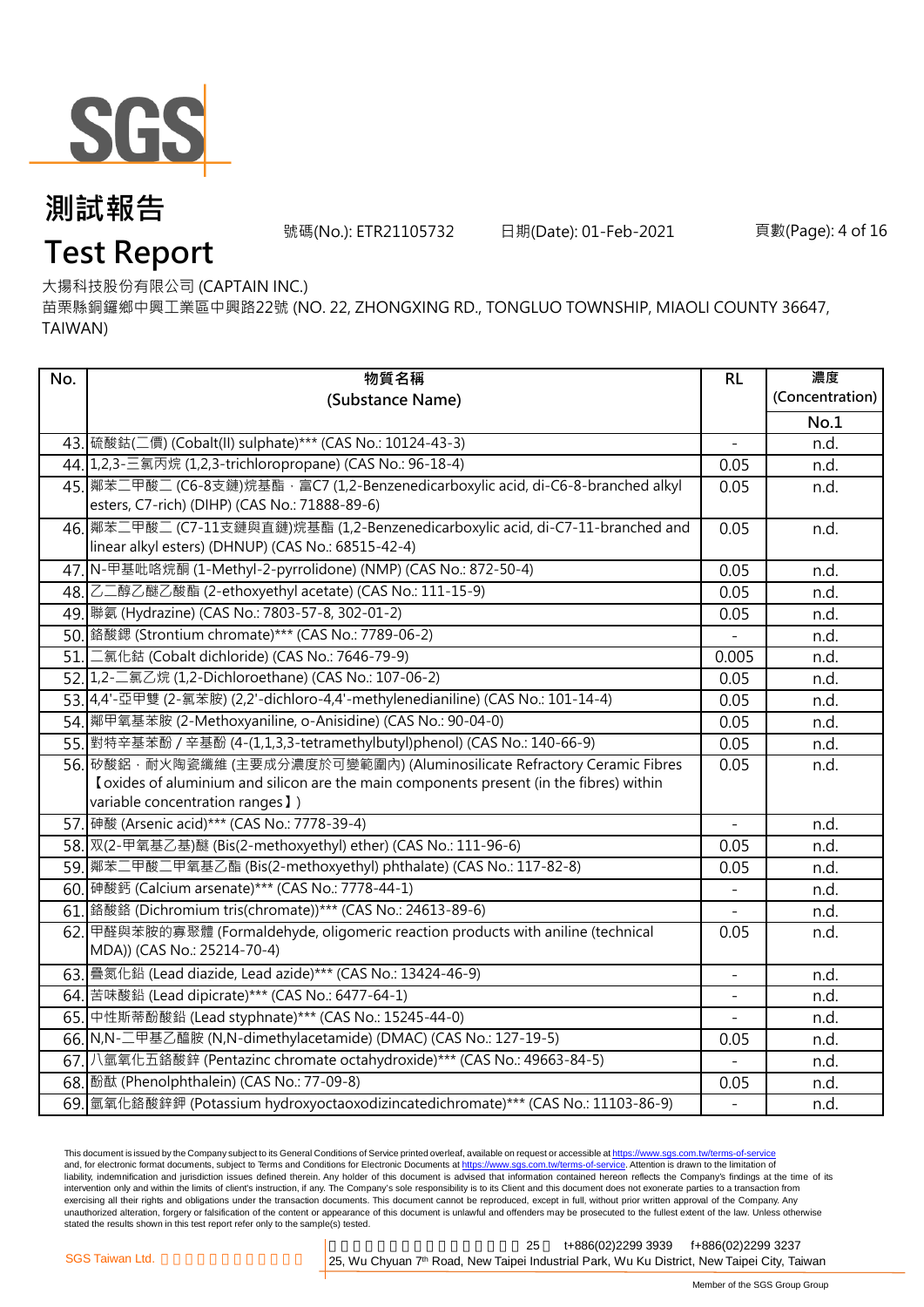# 測試報告

# Test Report

號碼(No.): ETR21105732　　日期(Date): 01-Feb-2021

大揚科技股份有限公司 (CAPTAIN INC.)

苗栗縣銅鑼鄉中興工業區中興路22號 (NO. 22, ZHONGXING RD., TONGLUO TOWNSHIP, MIAOLI COUNTY 36647, TAIWAN)

| No. | 物質名稱 (Substance Name) | RL | 濃度 (Concentration) No.1 |
|---|---|---|---|
| 43. | 硫酸鈷(二價) (Cobalt(II) sulphate)*** (CAS No.: 10124-43-3) | - | n.d. |
| 44. | 1,2,3-三氯丙烷 (1,2,3-trichloropropane) (CAS No.: 96-18-4) | 0.05 | n.d. |
| 45. | 鄰苯二甲酸二 (C6-8支鏈)烷基酯，富C7 (1,2-Benzenedicarboxylic acid, di-C6-8-branched alkyl esters, C7-rich) (DIHP) (CAS No.: 71888-89-6) | 0.05 | n.d. |
| 46. | 鄰苯二甲酸二 (C7-11支鏈與直鏈)烷基酯 (1,2-Benzenedicarboxylic acid, di-C7-11-branched and linear alkyl esters) (DHNUP) (CAS No.: 68515-42-4) | 0.05 | n.d. |
| 47. | N-甲基吡咯烷酮 (1-Methyl-2-pyrrolidone) (NMP) (CAS No.: 872-50-4) | 0.05 | n.d. |
| 48. | 乙二醇乙醚乙酸酯 (2-ethoxyethyl acetate) (CAS No.: 111-15-9) | 0.05 | n.d. |
| 49. | 聯氨 (Hydrazine) (CAS No.: 7803-57-8, 302-01-2) | 0.05 | n.d. |
| 50. | 鉻酸鍶 (Strontium chromate)*** (CAS No.: 7789-06-2) | - | n.d. |
| 51. | 二氯化鈷 (Cobalt dichloride) (CAS No.: 7646-79-9) | 0.005 | n.d. |
| 52. | 1,2-二氯乙烷 (1,2-Dichloroethane) (CAS No.: 107-06-2) | 0.05 | n.d. |
| 53. | 4,4'-亞甲雙 (2-氯苯胺) (2,2'-dichloro-4,4'-methylenedianiline) (CAS No.: 101-14-4) | 0.05 | n.d. |
| 54. | 鄰甲氧基苯胺 (2-Methoxyaniline, o-Anisidine) (CAS No.: 90-04-0) | 0.05 | n.d. |
| 55. | 對特辛基苯酚 / 辛基酚 (4-(1,1,3,3-tetramethylbutyl)phenol) (CAS No.: 140-66-9) | 0.05 | n.d. |
| 56. | 矽酸鋁，耐火陶瓷纖維 (主要成分濃度於可變範圍內) (Aluminosilicate Refractory Ceramic Fibres【oxides of aluminium and silicon are the main components present (in the fibres) within variable concentration ranges】) | 0.05 | n.d. |
| 57. | 砷酸 (Arsenic acid)*** (CAS No.: 7778-39-4) | - | n.d. |
| 58. | 双(2-甲氧基乙基)醚 (Bis(2-methoxyethyl) ether) (CAS No.: 111-96-6) | 0.05 | n.d. |
| 59. | 鄰苯二甲酸二甲氧基乙酯 (Bis(2-methoxyethyl) phthalate) (CAS No.: 117-82-8) | 0.05 | n.d. |
| 60. | 砷酸鈣 (Calcium arsenate)*** (CAS No.: 7778-44-1) | - | n.d. |
| 61. | 鉻酸鉻 (Dichromium tris(chromate))*** (CAS No.: 24613-89-6) | - | n.d. |
| 62. | 甲醛與苯胺的寡聚體 (Formaldehyde, oligomeric reaction products with aniline (technical MDA)) (CAS No.: 25214-70-4) | 0.05 | n.d. |
| 63. | 疊氮化鉛 (Lead diazide, Lead azide)*** (CAS No.: 13424-46-9) | - | n.d. |
| 64. | 苦味酸鉛 (Lead dipicrate)*** (CAS No.: 6477-64-1) | - | n.d. |
| 65. | 中性斯蒂酚酸鉛 (Lead styphnate)*** (CAS No.: 15245-44-0) | - | n.d. |
| 66. | N,N-二甲基乙醯胺 (N,N-dimethylacetamide) (DMAC) (CAS No.: 127-19-5) | 0.05 | n.d. |
| 67. | 八氫氧化五鉻酸鋅 (Pentazinc chromate octahydroxide)*** (CAS No.: 49663-84-5) | - | n.d. |
| 68. | 酚酞 (Phenolphthalein) (CAS No.: 77-09-8) | 0.05 | n.d. |
| 69. | 氫氧化鉻酸鋅鉀 (Potassium hydroxyoctaoxodizincatedichromate)*** (CAS No.: 11103-86-9) | - | n.d. |

This document is issued by the Company subject to its General Conditions of Service printed overleaf, available on request or accessible at https://www.sgs.com.tw/terms-of-service and, for electronic format documents, subject to Terms and Conditions for Electronic Documents at https://www.sgs.com.tw/terms-of-service. Attention is drawn to the limitation of liability, indemnification and jurisdiction issues defined therein. Any holder of this document is advised that information contained hereon reflects the Company's findings at the time of its intervention only and within the limits of client's instruction, if any. The Company's sole responsibility is to its Client and this document does not exonerate parties to a transaction from exercising all their rights and obligations under the transaction documents. This document cannot be reproduced, except in full, without prior written approval of the Company. Any unauthorized alteration, forgery or falsification of the content or appearance of this document is unlawful and offenders may be prosecuted to the fullest extent of the law. Unless otherwise stated the results shown in this test report refer only to the sample(s) tested.

SGS Taiwan Ltd. | 25, Wu Chyuan 7th Road, New Taipei Industrial Park, Wu Ku District, New Taipei City, Taiwan | t+886(02)2299 3939 f+886(02)2299 3237

Member of the SGS Group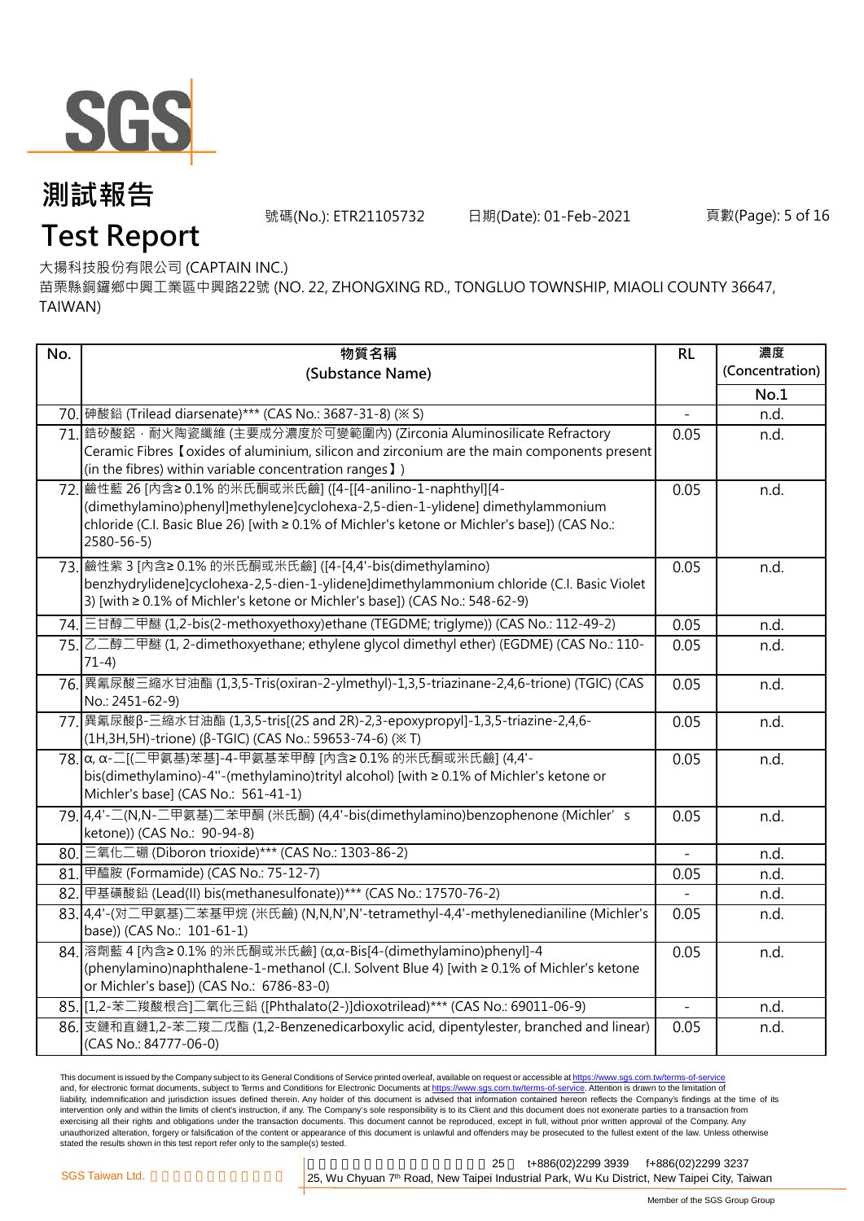# 測試報告

# Test Report

號碼(No.): ETR21105732　　日期(Date): 01-Feb-2021

大揚科技股份有限公司 (CAPTAIN INC.)

苗栗縣銅鑼鄉中興工業區中興路22號 (NO. 22, ZHONGXING RD., TONGLUO TOWNSHIP, MIAOLI COUNTY 36647, TAIWAN)

| No. | 物質名稱 (Substance Name) | RL | 濃度 (Concentration) |
|---|---|---|---|
| | | | No.1 |
| 70. | 砷酸鉛 (Trilead diarsenate)*** (CAS No.: 3687-31-8) (※S) | - | n.d. |
| 71. | 鋯矽酸鋁．耐火陶瓷纖維 (主要成分濃度於可變範圍內) (Zirconia Aluminosilicate Refractory Ceramic Fibres【oxides of aluminium, silicon and zirconium are the main components present (in the fibres) within variable concentration ranges】) | 0.05 | n.d. |
| 72. | 鹼性藍 26 [內含≥ 0.1% 的米氏酮或米氏鹼] ([4-[[4-anilino-1-naphthyl][4-(dimethylamino)phenyl]methylene]cyclohexa-2,5-dien-1-ylidene] dimethylammonium chloride (C.I. Basic Blue 26) [with ≥ 0.1% of Michler's ketone or Michler's base]) (CAS No.: 2580-56-5) | 0.05 | n.d. |
| 73. | 鹼性紫 3 [內含≥ 0.1% 的米氏酮或米氏鹼] ([4-[4,4'-bis(dimethylamino) benzhydrylidene]cyclohexa-2,5-dien-1-ylidene]dimethylammonium chloride (C.I. Basic Violet 3) [with ≥ 0.1% of Michler's ketone or Michler's base]) (CAS No.: 548-62-9) | 0.05 | n.d. |
| 74. | 三甘醇二甲醚 (1,2-bis(2-methoxyethoxy)ethane (TEGDME; triglyme)) (CAS No.: 112-49-2) | 0.05 | n.d. |
| 75. | 乙二醇二甲醚 (1, 2-dimethoxyethane; ethylene glycol dimethyl ether) (EGDME) (CAS No.: 110-71-4) | 0.05 | n.d. |
| 76. | 異氰尿酸三縮水甘油酯 (1,3,5-Tris(oxiran-2-ylmethyl)-1,3,5-triazinane-2,4,6-trione) (TGIC) (CAS No.: 2451-62-9) | 0.05 | n.d. |
| 77. | 異氰尿酸β-三縮水甘油酯 (1,3,5-tris[(2S and 2R)-2,3-epoxypropyl]-1,3,5-triazine-2,4,6-(1H,3H,5H)-trione) (β-TGIC) (CAS No.: 59653-74-6) (※T) | 0.05 | n.d. |
| 78. | α, α-二[(二甲氨基)苯基]-4-甲氨基苯甲醇 [內含≥ 0.1% 的米氏酮或米氏鹼] (4,4'-bis(dimethylamino)-4''-(methylamino)trityl alcohol) [with ≥ 0.1% of Michler's ketone or Michler's base] (CAS No.: 561-41-1) | 0.05 | n.d. |
| 79. | 4,4'-二(N,N-二甲氨基)二苯甲酮 (米氏酮) (4,4'-bis(dimethylamino)benzophenone (Michler's ketone)) (CAS No.: 90-94-8) | 0.05 | n.d. |
| 80. | 三氧化二硼 (Diboron trioxide)*** (CAS No.: 1303-86-2) | - | n.d. |
| 81. | 甲醯胺 (Formamide) (CAS No.: 75-12-7) | 0.05 | n.d. |
| 82. | 甲基磺酸鉛 (Lead(II) bis(methanesulfonate))*** (CAS No.: 17570-76-2) | - | n.d. |
| 83. | 4,4'-(對二甲氨基)二苯基甲烷 (米氏鹼) (N,N,N',N'-tetramethyl-4,4'-methylenedianiline (Michler's base)) (CAS No.: 101-61-1) | 0.05 | n.d. |
| 84. | 溶劑藍 4 [內含≥ 0.1% 的米氏酮或米氏鹼] (α,α-Bis[4-(dimethylamino)phenyl]-4-(phenylamino)naphthalene-1-methanol (C.I. Solvent Blue 4) [with ≥ 0.1% of Michler's ketone or Michler's base]) (CAS No.: 6786-83-0) | 0.05 | n.d. |
| 85. | [1,2-苯二羧酸根合]二氧化三鉛 ([Phthalato(2-)]dioxotrilead)*** (CAS No.: 69011-06-9) | - | n.d. |
| 86. | 支鏈和直鏈1,2-苯二羧二戊酯 (1,2-Benzenedicarboxylic acid, dipentylester, branched and linear) (CAS No.: 84777-06-0) | 0.05 | n.d. |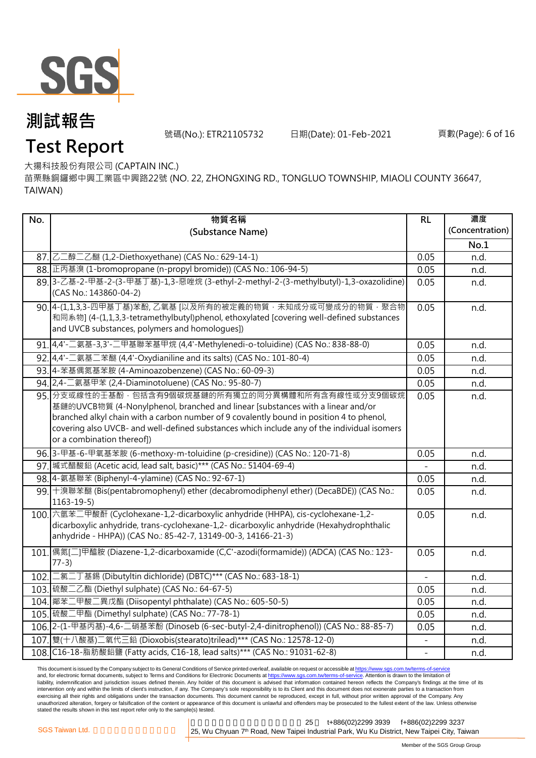# 測試報告
# Test Report

號碼(No.): ETR21105732　　日期(Date): 01-Feb-2021

大揚科技股份有限公司 (CAPTAIN INC.)
苗栗縣銅鑼鄉中興工業區中興路22號 (NO. 22, ZHONGXING RD., TONGLUO TOWNSHIP, MIAOLI COUNTY 36647, TAIWAN)

| No. | 物質名稱 (Substance Name) | RL | 濃度 (Concentration) No.1 |
|---|---|---|---|
| 87. | 乙二醇二乙醚 (1,2-Diethoxyethane) (CAS No.: 629-14-1) | 0.05 | n.d. |
| 88. | 正丙基溴 (1-bromopropane (n-propyl bromide)) (CAS No.: 106-94-5) | 0.05 | n.d. |
| 89. | 3-乙基-2-甲基-2-(3-甲基丁基)-1,3-噁唑烷 (3-ethyl-2-methyl-2-(3-methylbutyl)-1,3-oxazolidine) (CAS No.: 143860-04-2) | 0.05 | n.d. |
| 90. | 4-(1,1,3,3-四甲基丁基)苯酚, 乙氧基 [以及所有的被定義的物質，未知成分或可變成分的物質，聚合物和同系物] (4-(1,1,3,3-tetramethylbutyl)phenol, ethoxylated [covering well-defined substances and UVCB substances, polymers and homologues]) | 0.05 | n.d. |
| 91. | 4,4'-二氨基-3,3'-二甲基聯苯基甲烷 (4,4'-Methylenedi-o-toluidine) (CAS No.: 838-88-0) | 0.05 | n.d. |
| 92. | 4,4'-二氨基二苯醚 (4,4'-Oxydianiline and its salts) (CAS No.: 101-80-4) | 0.05 | n.d. |
| 93. | 4-苯基偶氮基苯胺 (4-Aminoazobenzene) (CAS No.: 60-09-3) | 0.05 | n.d. |
| 94. | 2,4-二氨基甲苯 (2,4-Diaminotoluene) (CAS No.: 95-80-7) | 0.05 | n.d. |
| 95. | 分支或線性的壬基酚，包括含有9個碳烷基鏈的所有獨立的同分異構體和所有含有線性或分支9個碳烷基鏈的UVCB物質 (4-Nonylphenol, branched and linear [substances with a linear and/or branched alkyl chain with a carbon number of 9 covalently bound in position 4 to phenol, covering also UVCB- and well-defined substances which include any of the individual isomers or a combination thereof]) | 0.05 | n.d. |
| 96. | 3-甲基-6-甲氧基苯胺 (6-methoxy-m-toluidine (p-cresidine)) (CAS No.: 120-71-8) | 0.05 | n.d. |
| 97. | 堿式醋酸鉛 (Acetic acid, lead salt, basic)*** (CAS No.: 51404-69-4) | - | n.d. |
| 98. | 4-氨基聯苯 (Biphenyl-4-ylamine) (CAS No.: 92-67-1) | 0.05 | n.d. |
| 99. | 十溴聯苯醚 (Bis(pentabromophenyl) ether (decabromodiphenyl ether) (DecaBDE)) (CAS No.: 1163-19-5) | 0.05 | n.d. |
| 100. | 六氫苯二甲酸酐 (Cyclohexane-1,2-dicarboxylic anhydride (HHPA), cis-cyclohexane-1,2-dicarboxylic anhydride, trans-cyclohexane-1,2- dicarboxylic anhydride (Hexahydrophthalic anhydride - HHPA)) (CAS No.: 85-42-7, 13149-00-3, 14166-21-3) | 0.05 | n.d. |
| 101. | 偶氮[二]甲醯胺 (Diazene-1,2-dicarboxamide (C,C'-azodi(formamide)) (ADCA) (CAS No.: 123-77-3) | 0.05 | n.d. |
| 102. | 二氯二丁基錫 (Dibutyltin dichloride) (DBTC)*** (CAS No.: 683-18-1) | - | n.d. |
| 103. | 硫酸二乙酯 (Diethyl sulphate) (CAS No.: 64-67-5) | 0.05 | n.d. |
| 104. | 鄰苯二甲酸二異戊酯 (Diisopentyl phthalate) (CAS No.: 605-50-5) | 0.05 | n.d. |
| 105. | 硫酸二甲酯 (Dimethyl sulphate) (CAS No.: 77-78-1) | 0.05 | n.d. |
| 106. | 2-(1-甲基丙基)-4,6-二硝基苯酚 (Dinoseb (6-sec-butyl-2,4-dinitrophenol)) (CAS No.: 88-85-7) | 0.05 | n.d. |
| 107. | 雙(十八酸基)二氧代三鉛 (Dioxobis(stearato)trilead)*** (CAS No.: 12578-12-0) | - | n.d. |
| 108. | C16-18-脂肪酸鉛鹽 (Fatty acids, C16-18, lead salts)*** (CAS No.: 91031-62-8) | - | n.d. |

This document is issued by the Company subject to its General Conditions of Service printed overleaf, available on request or accessible at https://www.sgs.com.tw/terms-of-service and, for electronic format documents, subject to Terms and Conditions for Electronic Documents at https://www.sgs.com.tw/terms-of-service. Attention is drawn to the limitation of liability, indemnification and jurisdiction issues defined therein. Any holder of this document is advised that information contained hereon reflects the Company's findings at the time of its intervention only and within the limits of client's instruction, if any. The Company's sole responsibility is to its Client and this document does not exonerate parties to a transaction from exercising all their rights and obligations under the transaction documents. This document cannot be reproduced, except in full, without prior written approval of the Company. Any unauthorized alteration, forgery or falsification of the content or appearance of this document is unlawful and offenders may be prosecuted to the fullest extent of the law. Unless otherwise stated the results shown in this test report refer only to the sample(s) tested.

SGS Taiwan Ltd. | 25, Wu Chyuan 7th Road, New Taipei Industrial Park, Wu Ku District, New Taipei City, Taiwan | t+886(02)2299 3939 f+886(02)2299 3237

Member of the SGS Group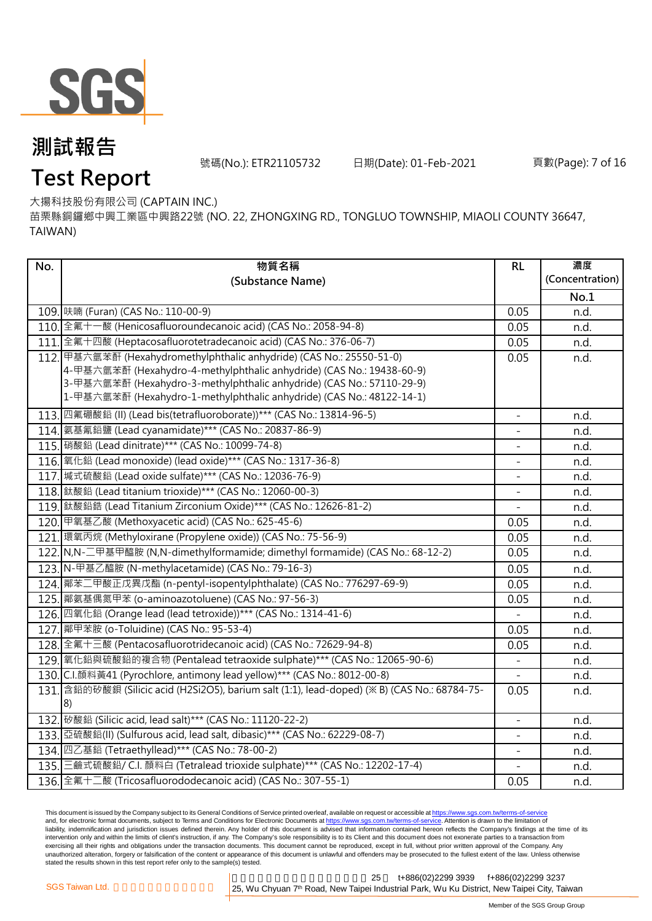# 測試報告
# Test Report

號碼(No.): ETR21105732　日期(Date): 01-Feb-2021

大揚科技股份有限公司 (CAPTAIN INC.)
苗栗縣銅鑼鄉中興工業區中興路22號 (NO. 22, ZHONGXING RD., TONGLUO TOWNSHIP, MIAOLI COUNTY 36647, TAIWAN)

| No. | 物質名稱 (Substance Name) | RL | 濃度 (Concentration) No.1 |
|---|---|---|---|
| 109. | 呋喃 (Furan) (CAS No.: 110-00-9) | 0.05 | n.d. |
| 110. | 全氟十一酸 (Henicosafluoroundecanoic acid) (CAS No.: 2058-94-8) | 0.05 | n.d. |
| 111. | 全氟十四酸 (Heptacosafluorotetradecanoic acid) (CAS No.: 376-06-7) | 0.05 | n.d. |
| 112. | 甲基六氫苯酐 (Hexahydromethylphthalic anhydride) (CAS No.: 25550-51-0)<br>4-甲基六氫苯酐 (Hexahydro-4-methylphthalic anhydride) (CAS No.: 19438-60-9)<br>3-甲基六氫苯酐 (Hexahydro-3-methylphthalic anhydride) (CAS No.: 57110-29-9)<br>1-甲基六氫苯酐 (Hexahydro-1-methylphthalic anhydride) (CAS No.: 48122-14-1) | 0.05 | n.d. |
| 113. | 四氟硼酸鉛 (II) (Lead bis(tetrafluoroborate))*** (CAS No.: 13814-96-5) | - | n.d. |
| 114. | 氨基氰鉛鹽 (Lead cyanamidate)*** (CAS No.: 20837-86-9) | - | n.d. |
| 115. | 硝酸鉛 (Lead dinitrate)*** (CAS No.: 10099-74-8) | - | n.d. |
| 116. | 氧化鉛 (Lead monoxide) (lead oxide)*** (CAS No.: 1317-36-8) | - | n.d. |
| 117. | 堿式硫酸鉛 (Lead oxide sulfate)*** (CAS No.: 12036-76-9) | - | n.d. |
| 118. | 鈦酸鉛 (Lead titanium trioxide)*** (CAS No.: 12060-00-3) | - | n.d. |
| 119. | 鈦酸鉛鋯 (Lead Titanium Zirconium Oxide)*** (CAS No.: 12626-81-2) | - | n.d. |
| 120. | 甲氧基乙酸 (Methoxyacetic acid) (CAS No.: 625-45-6) | 0.05 | n.d. |
| 121. | 環氧丙烷 (Methyloxirane (Propylene oxide)) (CAS No.: 75-56-9) | 0.05 | n.d. |
| 122. | N,N-二甲基甲醯胺 (N,N-dimethylformamide; dimethyl formamide) (CAS No.: 68-12-2) | 0.05 | n.d. |
| 123. | N-甲基乙醯胺 (N-methylacetamide) (CAS No.: 79-16-3) | 0.05 | n.d. |
| 124. | 鄰苯二甲酸正戊異戊酯 (n-pentyl-isopentylphthalate) (CAS No.: 776297-69-9) | 0.05 | n.d. |
| 125. | 鄰氨基偶氮甲苯 (o-aminoazotoluene) (CAS No.: 97-56-3) | 0.05 | n.d. |
| 126. | 四氧化鉛 (Orange lead (lead tetroxide))*** (CAS No.: 1314-41-6) | - | n.d. |
| 127. | 鄰甲苯胺 (o-Toluidine) (CAS No.: 95-53-4) | 0.05 | n.d. |
| 128. | 全氟十三酸 (Pentacosafluorotridecanoic acid) (CAS No.: 72629-94-8) | 0.05 | n.d. |
| 129. | 氧化鉛與硫酸鉛的複合物 (Pentalead tetraoxide sulphate)*** (CAS No.: 12065-90-6) | - | n.d. |
| 130. | C.I.顏料黃41 (Pyrochlore, antimony lead yellow)*** (CAS No.: 8012-00-8) | - | n.d. |
| 131. | 含鉛的矽酸鋇 (Silicic acid (H2Si2O5), barium salt (1:1), lead-doped) (※ B) (CAS No.: 68784-75-8) | 0.05 | n.d. |
| 132. | 矽酸鉛 (Silicic acid, lead salt)*** (CAS No.: 11120-22-2) | - | n.d. |
| 133. | 亞硫酸鉛(II) (Sulfurous acid, lead salt, dibasic)*** (CAS No.: 62229-08-7) | - | n.d. |
| 134. | 四乙基鉛 (Tetraethyllead)*** (CAS No.: 78-00-2) | - | n.d. |
| 135. | 三鹼式硫酸鉛/ C.I. 顏料白 (Tetralead trioxide sulphate)*** (CAS No.: 12202-17-4) | - | n.d. |
| 136. | 全氟十二酸 (Tricosafluorododecanoic acid) (CAS No.: 307-55-1) | 0.05 | n.d. |

This document is issued by the Company subject to its General Conditions of Service printed overleaf, available on request or accessible at https://www.sgs.com.tw/terms-of-service and, for electronic format documents, subject to Terms and Conditions for Electronic Documents at https://www.sgs.com.tw/terms-of-service. Attention is drawn to the limitation of liability, indemnification and jurisdiction issues defined therein. Any holder of this document is advised that information contained hereon reflects the Company's findings at the time of its intervention only and within the limits of client's instruction, if any. The Company's sole responsibility is to its Client and this document does not exonerate parties to a transaction from exercising all their rights and obligations under the transaction documents. This document cannot be reproduced, except in full, without prior written approval of the Company. Any unauthorized alteration, forgery or falsification of the content or appearance of this document is unlawful and offenders may be prosecuted to the fullest extent of the law. Unless otherwise stated the results shown in this test report refer only to the sample(s) tested.

SGS Taiwan Ltd. | 25 | t+886(02)2299 3939 f+886(02)2299 3237 | 25, Wu Chyuan 7th Road, New Taipei Industrial Park, Wu Ku District, New Taipei City, Taiwan

Member of the SGS Group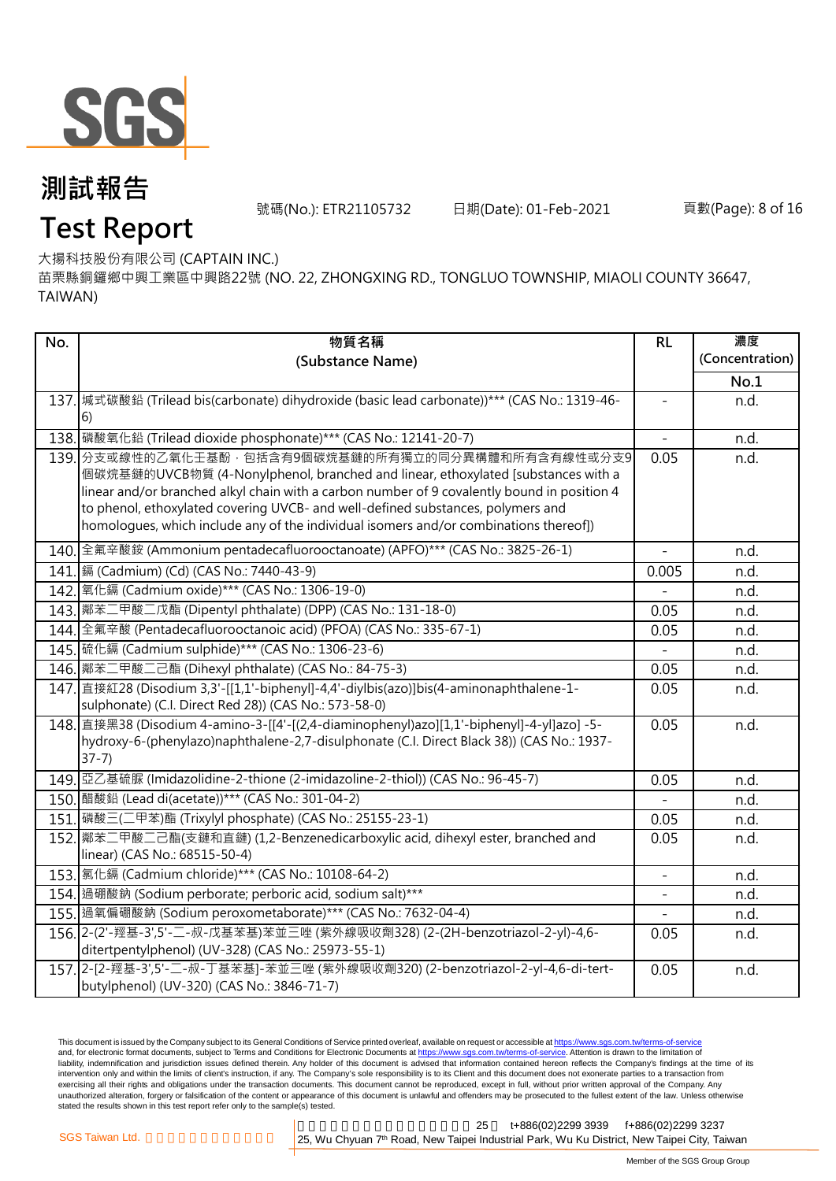# 測試報告

# Test Report

號碼(No.): ETR21105732 日期(Date): 01-Feb-2021

大揚科技股份有限公司 (CAPTAIN INC.)

苗栗縣銅鑼鄉中興工業區中興路22號 (NO. 22, ZHONGXING RD., TONGLUO TOWNSHIP, MIAOLI COUNTY 36647, TAIWAN)

| No. | 物質名稱 (Substance Name) | RL | 濃度 (Concentration) |
|---|---|---|---|
| | | | No.1 |
| 137. | 堿式碳酸鉛 (Trilead bis(carbonate) dihydroxide (basic lead carbonate))*** (CAS No.: 1319-46-6) | - | n.d. |
| 138. | 磷酸氧化鉛 (Trilead dioxide phosphonate)*** (CAS No.: 12141-20-7) | - | n.d. |
| 139. | 分支或線性的乙氧化壬基酚，包括含有9個碳烷基鏈的所有獨立的同分異構體和所有含有線性或分支9個碳烷基鏈的UVCB物質 (4-Nonylphenol, branched and linear, ethoxylated [substances with a linear and/or branched alkyl chain with a carbon number of 9 covalently bound in position 4 to phenol, ethoxylated covering UVCB- and well-defined substances, polymers and homologues, which include any of the individual isomers and/or combinations thereof]) | 0.05 | n.d. |
| 140. | 全氟辛酸銨 (Ammonium pentadecafluorooctanoate) (APFO)*** (CAS No.: 3825-26-1) | - | n.d. |
| 141. | 鎘 (Cadmium) (Cd) (CAS No.: 7440-43-9) | 0.005 | n.d. |
| 142. | 氧化鎘 (Cadmium oxide)*** (CAS No.: 1306-19-0) | - | n.d. |
| 143. | 鄰苯二甲酸二戊酯 (Dipentyl phthalate) (DPP) (CAS No.: 131-18-0) | 0.05 | n.d. |
| 144. | 全氟辛酸 (Pentadecafluorooctanoic acid) (PFOA) (CAS No.: 335-67-1) | 0.05 | n.d. |
| 145. | 硫化鎘 (Cadmium sulphide)*** (CAS No.: 1306-23-6) | - | n.d. |
| 146. | 鄰苯二甲酸二己酯 (Dihexyl phthalate) (CAS No.: 84-75-3) | 0.05 | n.d. |
| 147. | 直接紅28 (Disodium 3,3'-[[1,1'-biphenyl]-4,4'-diylbis(azo)]bis(4-aminonaphthalene-1-sulphonate) (C.I. Direct Red 28)) (CAS No.: 573-58-0) | 0.05 | n.d. |
| 148. | 直接黑38 (Disodium 4-amino-3-[[4'-[(2,4-diaminophenyl)azo][1,1'-biphenyl]-4-yl]azo] -5-hydroxy-6-(phenylazo)naphthalene-2,7-disulphonate (C.I. Direct Black 38)) (CAS No.: 1937-37-7) | 0.05 | n.d. |
| 149. | 亞乙基硫脲 (Imidazolidine-2-thione (2-imidazoline-2-thiol)) (CAS No.: 96-45-7) | 0.05 | n.d. |
| 150. | 醋酸鉛 (Lead di(acetate))*** (CAS No.: 301-04-2) | - | n.d. |
| 151. | 磷酸三(二甲苯)酯 (Trixylyl phosphate) (CAS No.: 25155-23-1) | 0.05 | n.d. |
| 152. | 鄰苯二甲酸二己酯(支鏈和直鏈) (1,2-Benzenedicarboxylic acid, dihexyl ester, branched and linear) (CAS No.: 68515-50-4) | 0.05 | n.d. |
| 153. | 氯化鎘 (Cadmium chloride)*** (CAS No.: 10108-64-2) | - | n.d. |
| 154. | 過硼酸鈉 (Sodium perborate; perboric acid, sodium salt)*** | - | n.d. |
| 155. | 過氧偏硼酸鈉 (Sodium peroxometaborate)*** (CAS No.: 7632-04-4) | - | n.d. |
| 156. | 2-(2'-羥基-3',5'-二-叔-戊基苯基)苯並三唑 (紫外線吸收劑328) (2-(2H-benzotriazol-2-yl)-4,6-ditertpentylphenol) (UV-328) (CAS No.: 25973-55-1) | 0.05 | n.d. |
| 157. | 2-[2-羥基-3',5'-二-叔-丁基苯基]-苯並三唑 (紫外線吸收劑320) (2-benzotriazol-2-yl-4,6-di-tert-butylphenol) (UV-320) (CAS No.: 3846-71-7) | 0.05 | n.d. |

This document is issued by the Company subject to its General Conditions of Service printed overleaf, available on request or accessible at https://www.sgs.com.tw/terms-of-service and, for electronic format documents, subject to Terms and Conditions for Electronic Documents at https://www.sgs.com.tw/terms-of-service. Attention is drawn to the limitation of liability, indemnification and jurisdiction issues defined therein. Any holder of this document is advised that information contained hereon reflects the Company's findings at the time of its intervention only and within the limits of client's instruction, if any. The Company's sole responsibility is to its Client and this document does not exonerate parties to a transaction from exercising all their rights and obligations under the transaction documents. This document cannot be reproduced, except in full, without prior written approval of the Company. Any unauthorized alteration, forgery or falsification of the content or appearance of this document is unlawful and offenders may be prosecuted to the fullest extent of the law. Unless otherwise stated the results shown in this test report refer only to the sample(s) tested.

SGS Taiwan Ltd. | 25, Wu Chyuan 7th Road, New Taipei Industrial Park, Wu Ku District, New Taipei City, Taiwan | t+886(02)2299 3939 f+886(02)2299 3237

Member of the SGS Group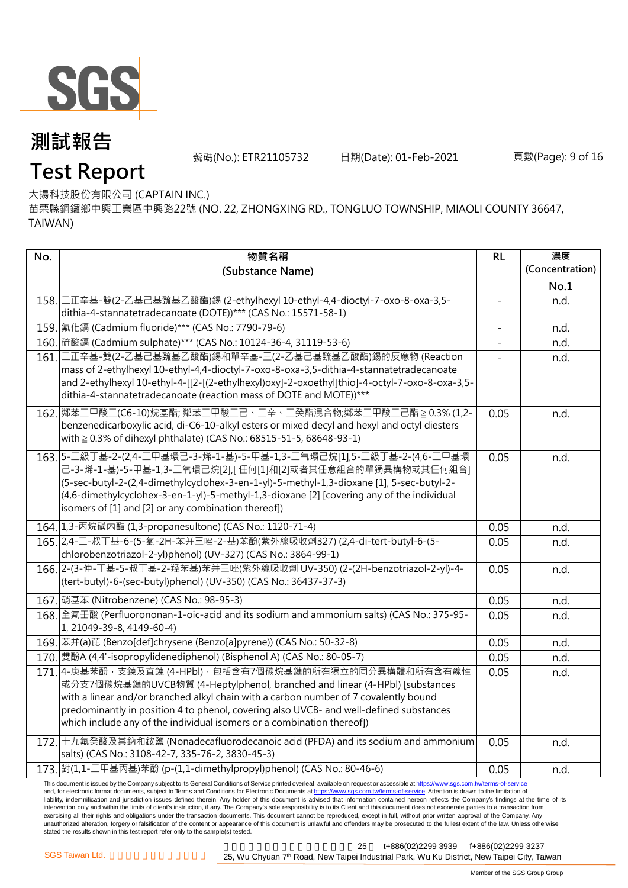# 測試報告

# Test Report

號碼(No.): ETR21105732 日期(Date): 01-Feb-2021

大揚科技股份有限公司 (CAPTAIN INC.)

苗栗縣銅鑼鄉中興工業區中興路22號 (NO. 22, ZHONGXING RD., TONGLUO TOWNSHIP, MIAOLI COUNTY 36647, TAIWAN)

| No. | 物質名稱 (Substance Name) | RL | 濃度 (Concentration) |
|---|---|---|---|
| | | | No.1 |
| 158. | 二正辛基-雙(2-乙基己基巰基乙酸酯)錫 (2-ethylhexyl 10-ethyl-4,4-dioctyl-7-oxo-8-oxa-3,5-dithia-4-stannatetradecanoate (DOTE))*** (CAS No.: 15571-58-1) | - | n.d. |
| 159. | 氟化鎘 (Cadmium fluoride)*** (CAS No.: 7790-79-6) | - | n.d. |
| 160. | 硫酸鎘 (Cadmium sulphate)*** (CAS No.: 10124-36-4, 31119-53-6) | - | n.d. |
| 161. | 二正辛基-雙(2-乙基己基巰基乙酸酯)錫和單辛基-三(2-乙基己基巰基乙酸酯)錫的反應物 (Reaction mass of 2-ethylhexyl 10-ethyl-4,4-dioctyl-7-oxo-8-oxa-3,5-dithia-4-stannatetradecanoate and 2-ethylhexyl 10-ethyl-4-[[2-[(2-ethylhexyl)oxy]-2-oxoethyl]thio]-4-octyl-7-oxo-8-oxa-3,5-dithia-4-stannatetradecanoate (reaction mass of DOTE and MOTE))*** | - | n.d. |
| 162. | 鄰苯二甲酸二(C6-10)烷基酯; 鄰苯二甲酸二己、二辛、二癸酯混合物;鄰苯二甲酸二己酯 ≧ 0.3% (1,2-benzenedicarboxylic acid, di-C6-10-alkyl esters or mixed decyl and hexyl and octyl diesters with ≧ 0.3% of dihexyl phthalate) (CAS No.: 68515-51-5, 68648-93-1) | 0.05 | n.d. |
| 163. | 5-二級丁基-2-(2,4-二甲基環己-3-烯-1-基)-5-甲基-1,3-二氧環己烷[1],5-二級丁基-2-(4,6-二甲基環己-3-烯-1-基)-5-甲基-1,3-二氧環己烷[2],[ 任何[1]和[2]或者其任意組合的單獨異構物或其任何組合] (5-sec-butyl-2-(2,4-dimethylcyclohex-3-en-1-yl)-5-methyl-1,3-dioxane [1], 5-sec-butyl-2-(4,6-dimethylcyclohex-3-en-1-yl)-5-methyl-1,3-dioxane [2] [covering any of the individual isomers of [1] and [2] or any combination thereof]) | 0.05 | n.d. |
| 164. | 1,3-丙烷磺內酯 (1,3-propanesultone) (CAS No.: 1120-71-4) | 0.05 | n.d. |
| 165. | 2,4-二-叔丁基-6-(5-氯-2H-苯并三唑-2-基)苯酚(紫外線吸收劑327) (2,4-di-tert-butyl-6-(5-chlorobenzotriazol-2-yl)phenol) (UV-327) (CAS No.: 3864-99-1) | 0.05 | n.d. |
| 166. | 2-(3-仲-丁基-5-叔丁基-2-羟苯基)苯并三唑(紫外線吸收劑 UV-350) (2-(2H-benzotriazol-2-yl)-4-(tert-butyl)-6-(sec-butyl)phenol) (UV-350) (CAS No.: 36437-37-3) | 0.05 | n.d. |
| 167. | 硝基苯 (Nitrobenzene) (CAS No.: 98-95-3) | 0.05 | n.d. |
| 168. | 全氟壬酸 (Perfluorononan-1-oic-acid and its sodium and ammonium salts) (CAS No.: 375-95-1, 21049-39-8, 4149-60-4) | 0.05 | n.d. |
| 169. | 苯并(a)芘 (Benzo[def]chrysene (Benzo[a]pyrene)) (CAS No.: 50-32-8) | 0.05 | n.d. |
| 170. | 雙酚A (4,4'-isopropylidenediphenol) (Bisphenol A) (CAS No.: 80-05-7) | 0.05 | n.d. |
| 171. | 4-庚基苯酚，支鍊及直鍊 (4-HPbl)，包括含有7個碳烷基鏈的所有獨立的同分異構體和所有含有線性或分支7個碳烷基鏈的UVCB物質 (4-Heptylphenol, branched and linear (4-HPbl) [substances with a linear and/or branched alkyl chain with a carbon number of 7 covalently bound predominantly in position 4 to phenol, covering also UVCB- and well-defined substances which include any of the individual isomers or a combination thereof]) | 0.05 | n.d. |
| 172. | 十九氟癸酸及其鈉和銨鹽 (Nonadecafluorodecanoic acid (PFDA) and its sodium and ammonium salts) (CAS No.: 3108-42-7, 335-76-2, 3830-45-3) | 0.05 | n.d. |
| 173. | 對(1,1-二甲基丙基)苯酚 (p-(1,1-dimethylpropyl)phenol) (CAS No.: 80-46-6) | 0.05 | n.d. |

This document is issued by the Company subject to its General Conditions of Service printed overleaf, available on request or accessible at https://www.sgs.com.tw/terms-of-service and, for electronic format documents, subject to Terms and Conditions for Electronic Documents at https://www.sgs.com.tw/terms-of-service. Attention is drawn to the limitation of liability, indemnification and jurisdiction issues defined therein. Any holder of this document is advised that information contained hereon reflects the Company's findings at the time of its intervention only and within the limits of client's instruction, if any. The Company's sole responsibility is to its Client and this document does not exonerate parties to a transaction from exercising all their rights and obligations under the transaction documents. This document cannot be reproduced, except in full, without prior written approval of the Company. Any unauthorized alteration, forgery or falsification of the content or appearance of this document is unlawful and offenders may be prosecuted to the fullest extent of the law. Unless otherwise stated the results shown in this test report refer only to the sample(s) tested.

SGS Taiwan Ltd. | 25, Wu Chyuan 7th Road, New Taipei Industrial Park, Wu Ku District, New Taipei City, Taiwan | t+886(02)2299 3939 f+886(02)2299 3237

Member of the SGS Group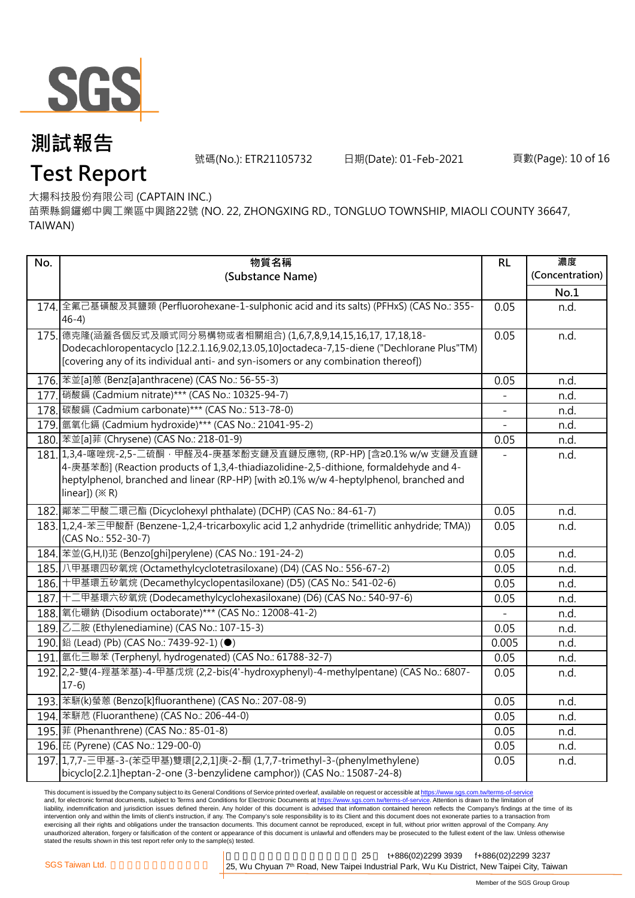# 測試報告

# Test Report

號碼(No.): ETR21105732　　日期(Date): 01-Feb-2021

大揚科技股份有限公司 (CAPTAIN INC.)

苗栗縣銅鑼鄉中興工業區中興路22號 (NO. 22, ZHONGXING RD., TONGLUO TOWNSHIP, MIAOLI COUNTY 36647, TAIWAN)

| No. | 物質名稱 (Substance Name) | RL | 濃度 (Concentration) |
|---|---|---|---|
| | | | No.1 |
| 174. | 全氟己基磺酸及其鹽類 (Perfluorohexane-1-sulphonic acid and its salts) (PFHxS) (CAS No.: 355-46-4) | 0.05 | n.d. |
| 175. | 德克隆(涵蓋各個反式及順式同分易構物或者相關組合) (1,6,7,8,9,14,15,16,17, 17,18,18-Dodecachloropentacyclo [12.2.1.16,9.02,13.05,10]octadeca-7,15-diene ("Dechlorane Plus"TM) [covering any of its individual anti- and syn-isomers or any combination thereof]) | 0.05 | n.d. |
| 176. | 苯並[a]蒽 (Benz[a]anthracene) (CAS No.: 56-55-3) | 0.05 | n.d. |
| 177. | 硝酸鎘 (Cadmium nitrate)*** (CAS No.: 10325-94-7) | - | n.d. |
| 178. | 碳酸鎘 (Cadmium carbonate)*** (CAS No.: 513-78-0) | - | n.d. |
| 179. | 氫氧化鎘 (Cadmium hydroxide)*** (CAS No.: 21041-95-2) | - | n.d. |
| 180. | 苯並[a]菲 (Chrysene) (CAS No.: 218-01-9) | 0.05 | n.d. |
| 181. | 1,3,4-噻唑烷-2,5-二硫酮，甲醛及4-庚基苯酚支鏈及直鏈反應物, (RP-HP) [含≥0.1% w/w 支鏈及直鏈4-庚基苯酚] (Reaction products of 1,3,4-thiadiazolidine-2,5-dithione, formaldehyde and 4-heptylphenol, branched and linear (RP-HP) [with ≥0.1% w/w 4-heptylphenol, branched and linear]) (※ R) | - | n.d. |
| 182. | 鄰苯二甲酸二環己酯 (Dicyclohexyl phthalate) (DCHP) (CAS No.: 84-61-7) | 0.05 | n.d. |
| 183. | 1,2,4-苯三甲酸酐 (Benzene-1,2,4-tricarboxylic acid 1,2 anhydride (trimellitic anhydride; TMA)) (CAS No.: 552-30-7) | 0.05 | n.d. |
| 184. | 苯並(G,H,I)苝 (Benzo[ghi]perylene) (CAS No.: 191-24-2) | 0.05 | n.d. |
| 185. | 八甲基環四矽氧烷 (Octamethylcyclotetrasiloxane) (D4) (CAS No.: 556-67-2) | 0.05 | n.d. |
| 186. | 十甲基環五矽氧烷 (Decamethylcyclopentasiloxane) (D5) (CAS No.: 541-02-6) | 0.05 | n.d. |
| 187. | 十二甲基環六矽氧烷 (Dodecamethylcyclohexasiloxane) (D6) (CAS No.: 540-97-6) | 0.05 | n.d. |
| 188. | 氧化硼鈉 (Disodium octaborate)*** (CAS No.: 12008-41-2) | - | n.d. |
| 189. | 乙二胺 (Ethylenediamine) (CAS No.: 107-15-3) | 0.05 | n.d. |
| 190. | 鉛 (Lead) (Pb) (CAS No.: 7439-92-1) (●) | 0.005 | n.d. |
| 191. | 氫化三聯苯 (Terphenyl, hydrogenated) (CAS No.: 61788-32-7) | 0.05 | n.d. |
| 192. | 2,2-雙(4-羥基苯基)-4-甲基戊烷 (2,2-bis(4'-hydroxyphenyl)-4-methylpentane) (CAS No.: 6807-17-6) | 0.05 | n.d. |
| 193. | 苯駢(k)螢蒽 (Benzo[k]fluoranthene) (CAS No.: 207-08-9) | 0.05 | n.d. |
| 194. | 苯駢苊 (Fluoranthene) (CAS No.: 206-44-0) | 0.05 | n.d. |
| 195. | 菲 (Phenanthrene) (CAS No.: 85-01-8) | 0.05 | n.d. |
| 196. | 芘 (Pyrene) (CAS No.: 129-00-0) | 0.05 | n.d. |
| 197. | 1,7,7-三甲基-3-(苯亞甲基)雙環[2,2,1]庚-2-酮 (1,7,7-trimethyl-3-(phenylmethylene) bicyclo[2.2.1]heptan-2-one (3-benzylidene camphor)) (CAS No.: 15087-24-8) | 0.05 | n.d. |

This document is issued by the Company subject to its General Conditions of Service printed overleaf, available on request or accessible at https://www.sgs.com.tw/terms-of-service and, for electronic format documents, subject to Terms and Conditions for Electronic Documents at https://www.sgs.com.tw/terms-of-service. Attention is drawn to the limitation of liability, indemnification and jurisdiction issues defined therein. Any holder of this document is advised that information contained hereon reflects the Company's findings at the time of its intervention only and within the limits of client's instruction, if any. The Company's sole responsibility is to its Client and this document does not exonerate parties to a transaction from exercising all their rights and obligations under the transaction documents. This document cannot be reproduced, except in full, without prior written approval of the Company. Any unauthorized alteration, forgery or falsification of the content or appearance of this document is unlawful and offenders may be prosecuted to the fullest extent of the law. Unless otherwise stated the results shown in this test report refer only to the sample(s) tested.

SGS Taiwan Ltd. | 25 t+886(02)2299 3939 f+886(02)2299 3237 | 25, Wu Chyuan 7th Road, New Taipei Industrial Park, Wu Ku District, New Taipei City, Taiwan

Member of the SGS Group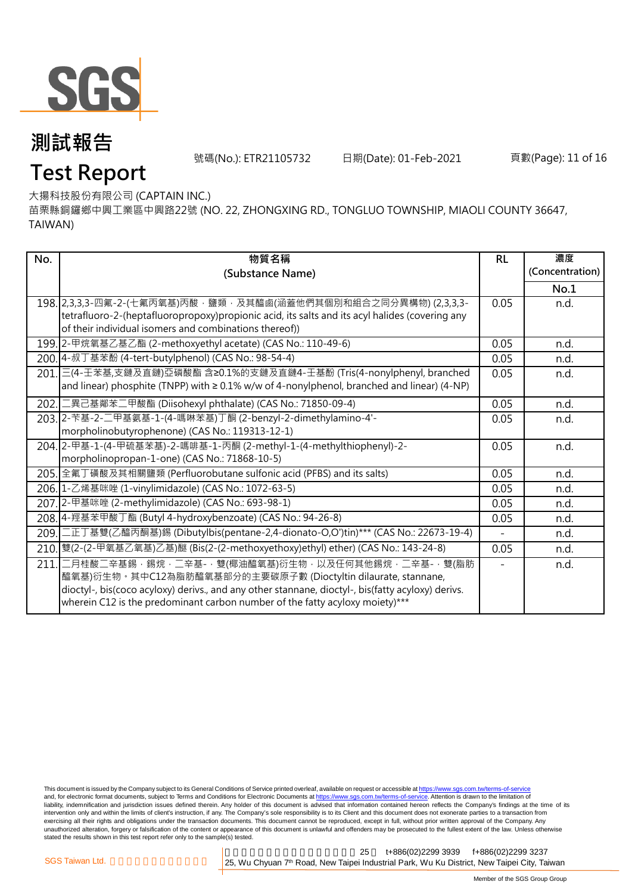# 測試報告

# Test Report

號碼(No.): ETR21105732　　日期(Date): 01-Feb-2021

大揚科技股份有限公司 (CAPTAIN INC.)

苗栗縣銅鑼鄉中興工業區中興路22號 (NO. 22, ZHONGXING RD., TONGLUO TOWNSHIP, MIAOLI COUNTY 36647, TAIWAN)

| No. | 物質名稱 (Substance Name) | RL | 濃度 (Concentration) |
|---|---|---|---|
| | | | No.1 |
| 198. | 2,3,3,3-四氟-2-(七氟丙氧基)丙酸，鹽類，及其醯鹵(涵蓋他們其個別和組合之同分異構物) (2,3,3,3-tetrafluoro-2-(heptafluoropropoxy)propionic acid, its salts and its acyl halides (covering any of their individual isomers and combinations thereof)) | 0.05 | n.d. |
| 199. | 2-甲烷氧基乙基乙酯 (2-methoxyethyl acetate) (CAS No.: 110-49-6) | 0.05 | n.d. |
| 200. | 4-叔丁基苯酚 (4-tert-butylphenol) (CAS No.: 98-54-4) | 0.05 | n.d. |
| 201. | 三(4-壬苯基,支鏈及直鏈)亞磷酸酯 含≥0.1%的支鏈及直鏈4-壬基酚 (Tris(4-nonylphenyl, branched and linear) phosphite (TNPP) with ≥ 0.1% w/w of 4-nonylphenol, branched and linear) (4-NP) | 0.05 | n.d. |
| 202. | 二異己基鄰苯二甲酸酯 (Diisohexyl phthalate) (CAS No.: 71850-09-4) | 0.05 | n.d. |
| 203. | 2-苄基-2-二甲基氨基-1-(4-嗎啉苯基)丁酮 (2-benzyl-2-dimethylamino-4'-morpholinobutyrophenone) (CAS No.: 119313-12-1) | 0.05 | n.d. |
| 204. | 2-甲基-1-(4-甲硫基苯基)-2-嗎啡基-1-丙酮 (2-methyl-1-(4-methylthiophenyl)-2-morpholinopropan-1-one) (CAS No.: 71868-10-5) | 0.05 | n.d. |
| 205. | 全氟丁磺酸及其相關鹽類 (Perfluorobutane sulfonic acid (PFBS) and its salts) | 0.05 | n.d. |
| 206. | 1-乙烯基咪唑 (1-vinylimidazole) (CAS No.: 1072-63-5) | 0.05 | n.d. |
| 207. | 2-甲基咪唑 (2-methylimidazole) (CAS No.: 693-98-1) | 0.05 | n.d. |
| 208. | 4-羥基苯甲酸丁酯 (Butyl 4-hydroxybenzoate) (CAS No.: 94-26-8) | 0.05 | n.d. |
| 209. | 二正丁基雙(乙醯丙酮基)錫 (Dibutylbis(pentane-2,4-dionato-O,O')tin)*** (CAS No.: 22673-19-4) | - | n.d. |
| 210. | 雙(2-(2-甲氧基乙氧基)乙基)醚 (Bis(2-(2-methoxyethoxy)ethyl) ether) (CAS No.: 143-24-8) | 0.05 | n.d. |
| 211. | 二月桂酸二辛基錫，錫烷，二辛基-，雙(椰油醯氧基)衍生物，以及任何其他錫烷，二辛基-，雙(脂肪醯氧基)衍生物。其中C12為脂肪醯氧基部分的主要碳原子數 (Dioctyltin dilaurate, stannane, dioctyl-, bis(coco acyloxy) derivs., and any other stannane, dioctyl-, bis(fatty acyloxy) derivs. wherein C12 is the predominant carbon number of the fatty acyloxy moiety)*** | - | n.d. |

This document is issued by the Company subject to its General Conditions of Service printed overleaf, available on request or accessible at https://www.sgs.com.tw/terms-of-service and, for electronic format documents, subject to Terms and Conditions for Electronic Documents at https://www.sgs.com.tw/terms-of-service. Attention is drawn to the limitation of liability, indemnification and jurisdiction issues defined therein. Any holder of this document is advised that information contained hereon reflects the Company's findings at the time of its intervention only and within the limits of client's instruction, if any. The Company's sole responsibility is to its Client and this document does not exonerate parties to a transaction from exercising all their rights and obligations under the transaction documents. This document cannot be reproduced, except in full, without prior written approval of the Company. Any unauthorized alteration, forgery or falsification of the content or appearance of this document is unlawful and offenders may be prosecuted to the fullest extent of the law. Unless otherwise stated the results shown in this test report refer only to the sample(s) tested.

SGS Taiwan Ltd. | 25, Wu Chyuan 7th Road, New Taipei Industrial Park, Wu Ku District, New Taipei City, Taiwan | t+886(02)2299 3939 f+886(02)2299 3237

Member of the SGS Group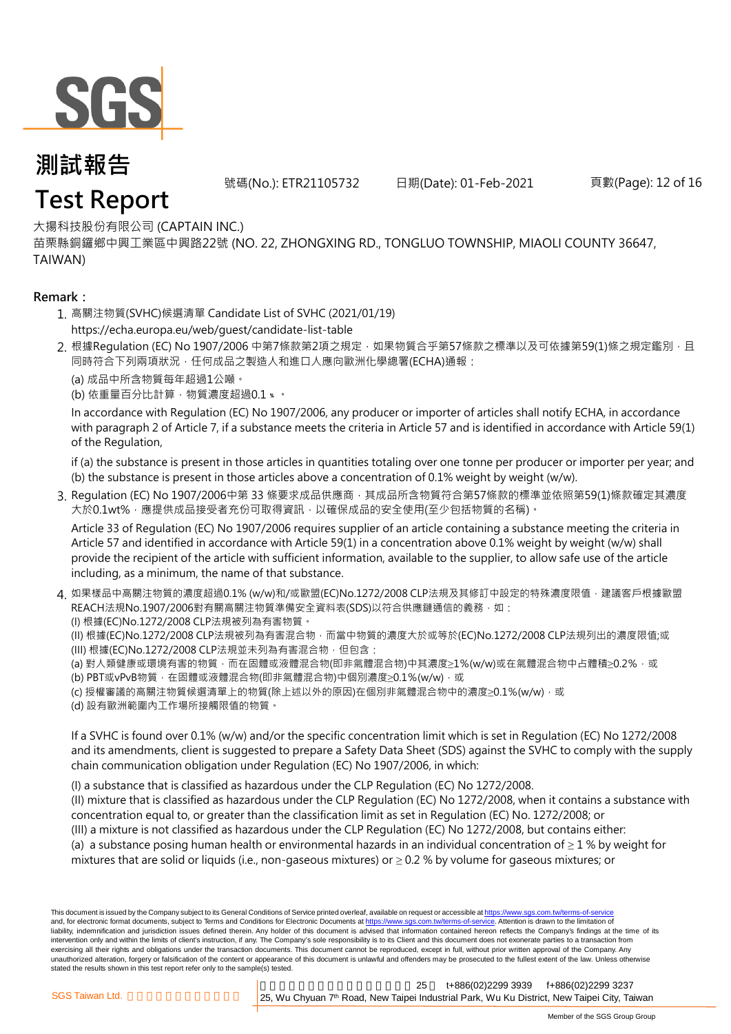# 測試報告
# Test Report

號碼(No.): ETR21105732　　日期(Date): 01-Feb-2021

大揚科技股份有限公司 (CAPTAIN INC.)
苗栗縣銅鑼鄉中興工業區中興路22號 (NO. 22, ZHONGXING RD., TONGLUO TOWNSHIP, MIAOLI COUNTY 36647, TAIWAN)

**Remark：**

1. 高關注物質(SVHC)候選清單 Candidate List of SVHC (2021/01/19)
   https://echa.europa.eu/web/guest/candidate-list-table
2. 根據Regulation (EC) No 1907/2006 中第7條款第2項之規定，如果物質合乎第57條款之標準以及可依據第59(1)條之規定鑑別，且同時符合下列兩項狀況，任何成品之製造人和進口人應向歐洲化學總署(ECHA)通報：

   (a) 成品中所含物質每年超過1公噸。
   (b) 依重量百分比計算，物質濃度超過0.1 %。

   In accordance with Regulation (EC) No 1907/2006, any producer or importer of articles shall notify ECHA, in accordance with paragraph 2 of Article 7, if a substance meets the criteria in Article 57 and is identified in accordance with Article 59(1) of the Regulation,

   if (a) the substance is present in those articles in quantities totaling over one tonne per producer or importer per year; and (b) the substance is present in those articles above a concentration of 0.1% weight by weight (w/w).
3. Regulation (EC) No 1907/2006中第 33 條要求成品供應商，其成品所含物質符合第57條款的標準並依照第59(1)條款確定其濃度大於0.1wt%，應提供成品接受者充份可取得資訊，以確保成品的安全使用(至少包括物質的名稱)。

   Article 33 of Regulation (EC) No 1907/2006 requires supplier of an article containing a substance meeting the criteria in Article 57 and identified in accordance with Article 59(1) in a concentration above 0.1% weight by weight (w/w) shall provide the recipient of the article with sufficient information, available to the supplier, to allow safe use of the article including, as a minimum, the name of that substance.
4. 如果樣品中高關注物質的濃度超過0.1% (w/w)和/或歐盟(EC)No.1272/2008 CLP法規及其修訂中設定的特殊濃度限值，建議客戶根據歐盟REACH法規No.1907/2006對有關高關注物質準備安全資料表(SDS)以符合供應鏈通信的義務，如：
   (I) 根據(EC)No.1272/2008 CLP法規被列為有害物質。
   (II) 根據(EC)No.1272/2008 CLP法規被列為有害混合物，而當中物質的濃度大於或等於(EC)No.1272/2008 CLP法規列出的濃度限值;或
   (III) 根據(EC)No.1272/2008 CLP法規並未列為有害混合物，但包含：
   (a) 對人類健康或環境有害的物質，而在固體或液體混合物(即非氣體混合物)中其濃度≥1%(w/w)或在氣體混合物中占體積≥0.2%，或
   (b) PBT或vPvB物質，在固體或液體混合物(即非氣體混合物)中個別濃度≥0.1%(w/w)，或
   (c) 授權審議的高關注物質候選清單上的物質(除上述以外的原因)在個別非氣體混合物中的濃度≥0.1%(w/w)，或
   (d) 設有歐洲範圍內工作場所接觸限值的物質。

   If a SVHC is found over 0.1% (w/w) and/or the specific concentration limit which is set in Regulation (EC) No 1272/2008 and its amendments, client is suggested to prepare a Safety Data Sheet (SDS) against the SVHC to comply with the supply chain communication obligation under Regulation (EC) No 1907/2006, in which:

   (I) a substance that is classified as hazardous under the CLP Regulation (EC) No 1272/2008.
   (II) mixture that is classified as hazardous under the CLP Regulation (EC) No 1272/2008, when it contains a substance with concentration equal to, or greater than the classification limit as set in Regulation (EC) No. 1272/2008; or
   (III) a mixture is not classified as hazardous under the CLP Regulation (EC) No 1272/2008, but contains either:
   (a) a substance posing human health or environmental hazards in an individual concentration of ≥ 1 % by weight for mixtures that are solid or liquids (i.e., non-gaseous mixtures) or ≥ 0.2 % by volume for gaseous mixtures; or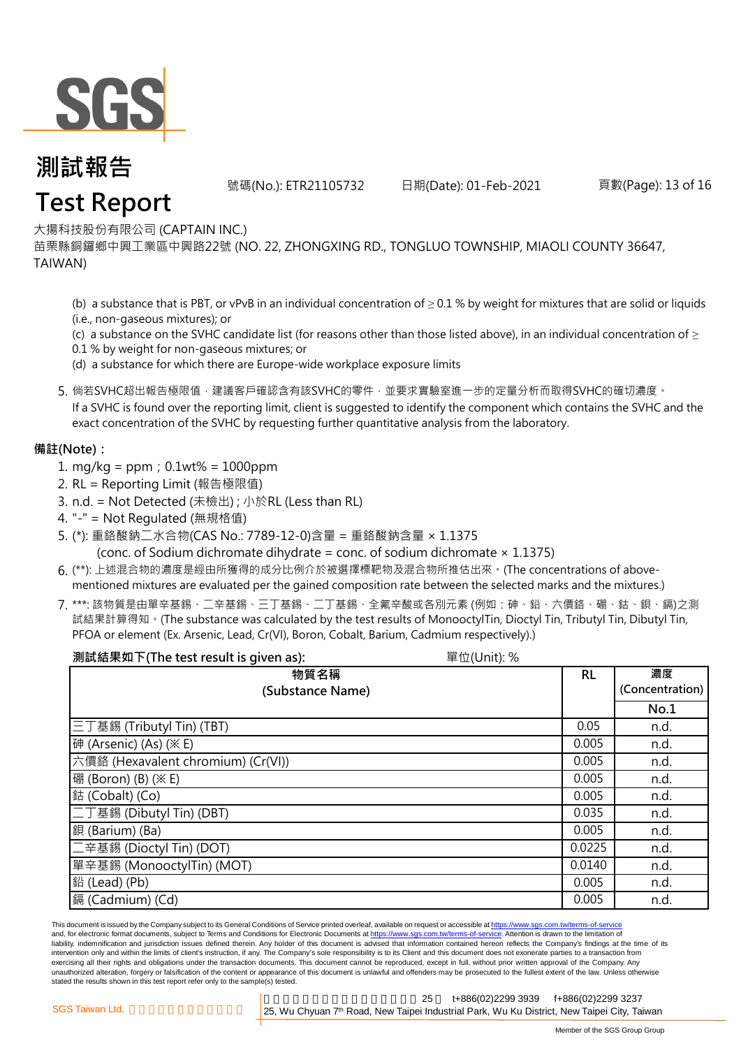# 測試報告

# Test Report

號碼(No.): ETR21105732　　日期(Date): 01-Feb-2021

大揚科技股份有限公司 (CAPTAIN INC.)

苗栗縣銅鑼鄉中興工業區中興路22號 (NO. 22, ZHONGXING RD., TONGLUO TOWNSHIP, MIAOLI COUNTY 36647, TAIWAN)

(b) a substance that is PBT, or vPvB in an individual concentration of ≥ 0.1 % by weight for mixtures that are solid or liquids (i.e., non-gaseous mixtures); or

(c) a substance on the SVHC candidate list (for reasons other than those listed above), in an individual concentration of ≥ 0.1 % by weight for non-gaseous mixtures; or

(d) a substance for which there are Europe-wide workplace exposure limits

5. 倘若SVHC超出報告極限值，建議客戶確認含有該SVHC的零件，並要求實驗室進一步的定量分析而取得SVHC的確切濃度。
If a SVHC is found over the reporting limit, client is suggested to identify the component which contains the SVHC and the exact concentration of the SVHC by requesting further quantitative analysis from the laboratory.

**備註(Note)：**

1. mg/kg = ppm；0.1wt% = 1000ppm
2. RL = Reporting Limit (報告極限值)
3. n.d. = Not Detected (未檢出) ; 小於RL (Less than RL)
4. "-" = Not Regulated (無規格值)
5. (*): 重鉻酸鈉二水合物(CAS No.: 7789-12-0)含量 = 重鉻酸鈉含量 × 1.1375
   (conc. of Sodium dichromate dihydrate = conc. of sodium dichromate × 1.1375)
6. (**): 上述混合物的濃度是經由所獲得的成分比例介於被選擇標靶物及混合物所推估出來。(The concentrations of above-mentioned mixtures are evaluated per the gained composition rate between the selected marks and the mixtures.)
7. ***: 該物質是由單辛基錫、二辛基錫、三丁基錫、二丁基錫、全氟辛酸或各別元素 (例如：砷、鉛、六價鉻、硼、鈷、鋇、鎘)之測試結果計算得知。(The substance was calculated by the test results of MonooctylTin, Dioctyl Tin, Tributyl Tin, Dibutyl Tin, PFOA or element (Ex. Arsenic, Lead, Cr(VI), Boron, Cobalt, Barium, Cadmium respectively).)

**測試結果如下(The test result is given as):**　　單位(Unit): %

| 物質名稱 (Substance Name) | RL | 濃度 (Concentration) No.1 |
|---|---|---|
| 三丁基錫 (Tributyl Tin) (TBT) | 0.05 | n.d. |
| 砷 (Arsenic) (As) (※E) | 0.005 | n.d. |
| 六價鉻 (Hexavalent chromium) (Cr(VI)) | 0.005 | n.d. |
| 硼 (Boron) (B) (※E) | 0.005 | n.d. |
| 鈷 (Cobalt) (Co) | 0.005 | n.d. |
| 二丁基錫 (Dibutyl Tin) (DBT) | 0.035 | n.d. |
| 鋇 (Barium) (Ba) | 0.005 | n.d. |
| 二辛基錫 (Dioctyl Tin) (DOT) | 0.0225 | n.d. |
| 單辛基錫 (MonooctylTin) (MOT) | 0.0140 | n.d. |
| 鉛 (Lead) (Pb) | 0.005 | n.d. |
| 鎘 (Cadmium) (Cd) | 0.005 | n.d. |

This document is issued by the Company subject to its General Conditions of Service printed overleaf, available on request or accessible at https://www.sgs.com.tw/terms-of-service and, for electronic format documents, subject to Terms and Conditions for Electronic Documents at https://www.sgs.com.tw/terms-of-service. Attention is drawn to the limitation of liability, indemnification and jurisdiction issues defined therein. Any holder of this document is advised that information contained hereon reflects the Company's findings at the time of its intervention only and within the limits of client's instruction, if any. The Company's sole responsibility is to its Client and this document does not exonerate parties to a transaction from exercising all their rights and obligations under the transaction documents. This document cannot be reproduced, except in full, without prior written approval of the Company. Any unauthorized alteration, forgery or falsification of the content or appearance of this document is unlawful and offenders may be prosecuted to the fullest extent of the law. Unless otherwise stated the results shown in this test report refer only to the sample(s) tested.

SGS Taiwan Ltd. | 25, Wu Chyuan 7th Road, New Taipei Industrial Park, Wu Ku District, New Taipei City, Taiwan | t+886(02)2299 3939 f+886(02)2299 3237

Member of the SGS Group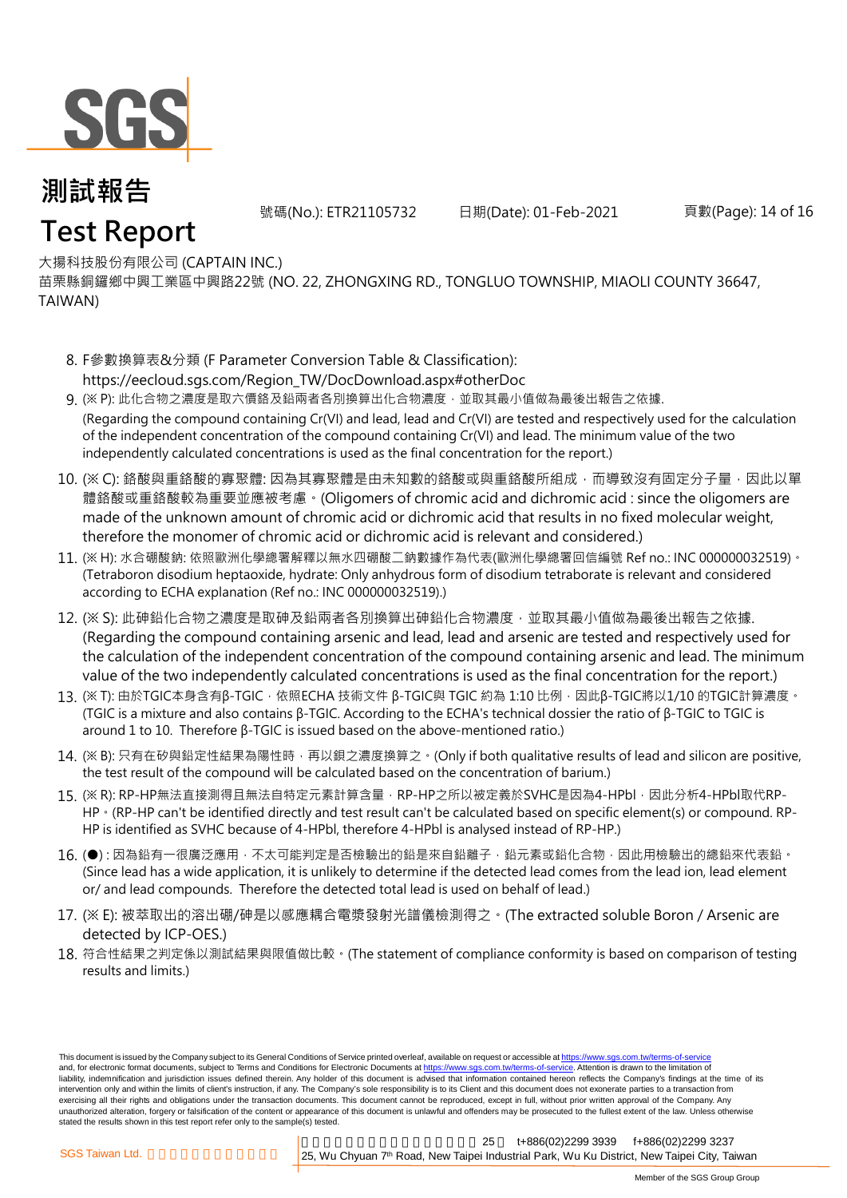大揚科技股份有限公司 (CAPTAIN INC.)
苗栗縣銅鑼鄉中興工業區中興路22號 (NO. 22, ZHONGXING RD., TONGLUO TOWNSHIP, MIAOLI COUNTY 36647, TAIWAN)

8. F參數換算表&分類 (F Parameter Conversion Table & Classification): https://eecloud.sgs.com/Region_TW/DocDownload.aspx#otherDoc
9. (※ P): 此化合物之濃度是取六價鉻及鉛兩者各別換算出化合物濃度，並取其最小值做為最後出報告之依據. (Regarding the compound containing Cr(VI) and lead, lead and Cr(VI) are tested and respectively used for the calculation of the independent concentration of the compound containing Cr(VI) and lead. The minimum value of the two independently calculated concentrations is used as the final concentration for the report.)
10. (※ C): 鉻酸與重鉻酸的寡聚體: 因為其寡聚體是由未知數的鉻酸或重鉻酸所組成，而導致沒有固定分子量，因此以單體鉻酸或重鉻酸較為重要並應被考慮。(Oligomers of chromic acid and dichromic acid : since the oligomers are made of the unknown amount of chromic acid or dichromic acid that results in no fixed molecular weight, therefore the monomer of chromic acid or dichromic acid is relevant and considered.)
11. (※ H): 水合硼酸鈉: 依照歐洲化學總署解釋以無水四硼酸二鈉數據作為代表(歐洲化學總署回信編號 Ref no.: INC 000000032519)。(Tetraboron disodium heptaoxide, hydrate: Only anhydrous form of disodium tetraborate is relevant and considered according to ECHA explanation (Ref no.: INC 000000032519).)
12. (※ S): 此砷鉛化合物之濃度是取砷及鉛兩者各別換算出砷鉛化合物濃度，並取其最小值做為最後出報告之依據. (Regarding the compound containing arsenic and lead, lead and arsenic are tested and respectively used for the calculation of the independent concentration of the compound containing arsenic and lead. The minimum value of the two independently calculated concentrations is used as the final concentration for the report.)
13. (※ T): 由於TGIC本身含有β-TGIC，依照ECHA 技術文件 β-TGIC與 TGIC 約為 1:10 比例，因此β-TGIC將以1/10 的TGIC計算濃度。(TGIC is a mixture and also contains β-TGIC. According to the ECHA's technical dossier the ratio of β-TGIC to TGIC is around 1 to 10. Therefore β-TGIC is issued based on the above-mentioned ratio.)
14. (※ B): 只有在矽與鉛定性結果為陽性時，再以鋇之濃度換算之。(Only if both qualitative results of lead and silicon are positive, the test result of the compound will be calculated based on the concentration of barium.)
15. (※ R): RP-HP無法直接測得且無法自特定元素計算含量，RP-HP之所以被定義於SVHC是因為4-HPbl，因此分析4-HPbl取代RP-HP。(RP-HP can't be identified directly and test result can't be calculated based on specific element(s) or compound. RP-HP is identified as SVHC because of 4-HPbl, therefore 4-HPbl is analysed instead of RP-HP.)
16. (●) : 因為鉛有一很廣泛應用，不太可能判定是否檢驗出的鉛是來自鉛離子，鉛元素或鉛化合物，因此用檢驗出的總鉛來代表鉛。(Since lead has a wide application, it is unlikely to determine if the detected lead comes from the lead ion, lead element or/ and lead compounds. Therefore the detected total lead is used on behalf of lead.)
17. (※ E): 被萃取出的溶出硼/砷是以感應耦合電漿發射光譜儀檢測得之。(The extracted soluble Boron / Arsenic are detected by ICP-OES.)
18. 符合性結果之判定係以測試結果與限值做比較。(The statement of compliance conformity is based on comparison of testing results and limits.)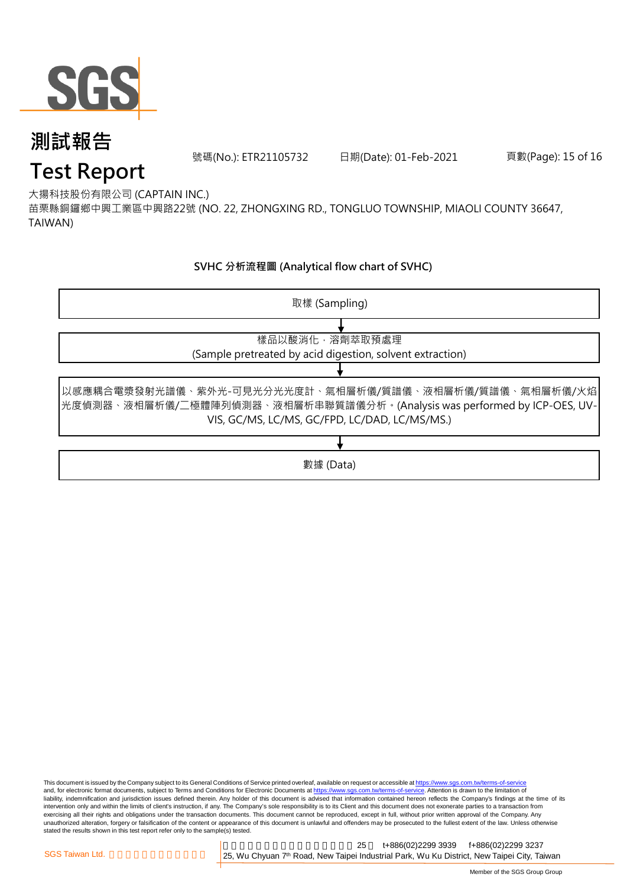大揚科技股份有限公司 (CAPTAIN INC.)

苗栗縣銅鑼鄉中興工業區中興路22號 (NO. 22, ZHONGXING RD., TONGLUO TOWNSHIP, MIAOLI COUNTY 36647, TAIWAN)

**SVHC 分析流程圖 (Analytical flow chart of SVHC)**

取樣 (Sampling)

↓

樣品以酸消化，溶劑萃取預處理
(Sample pretreated by acid digestion, solvent extraction)

↓

以感應耦合電漿發射光譜儀、紫外光-可見光分光光度計、氣相層析儀/質譜儀、液相層析儀/質譜儀、氣相層析儀/火焰光度偵測器、液相層析儀/二極體陣列偵測器、液相層析串聯質譜儀分析。(Analysis was performed by ICP-OES, UV-VIS, GC/MS, LC/MS, GC/FPD, LC/DAD, LC/MS/MS.)

↓

數據 (Data)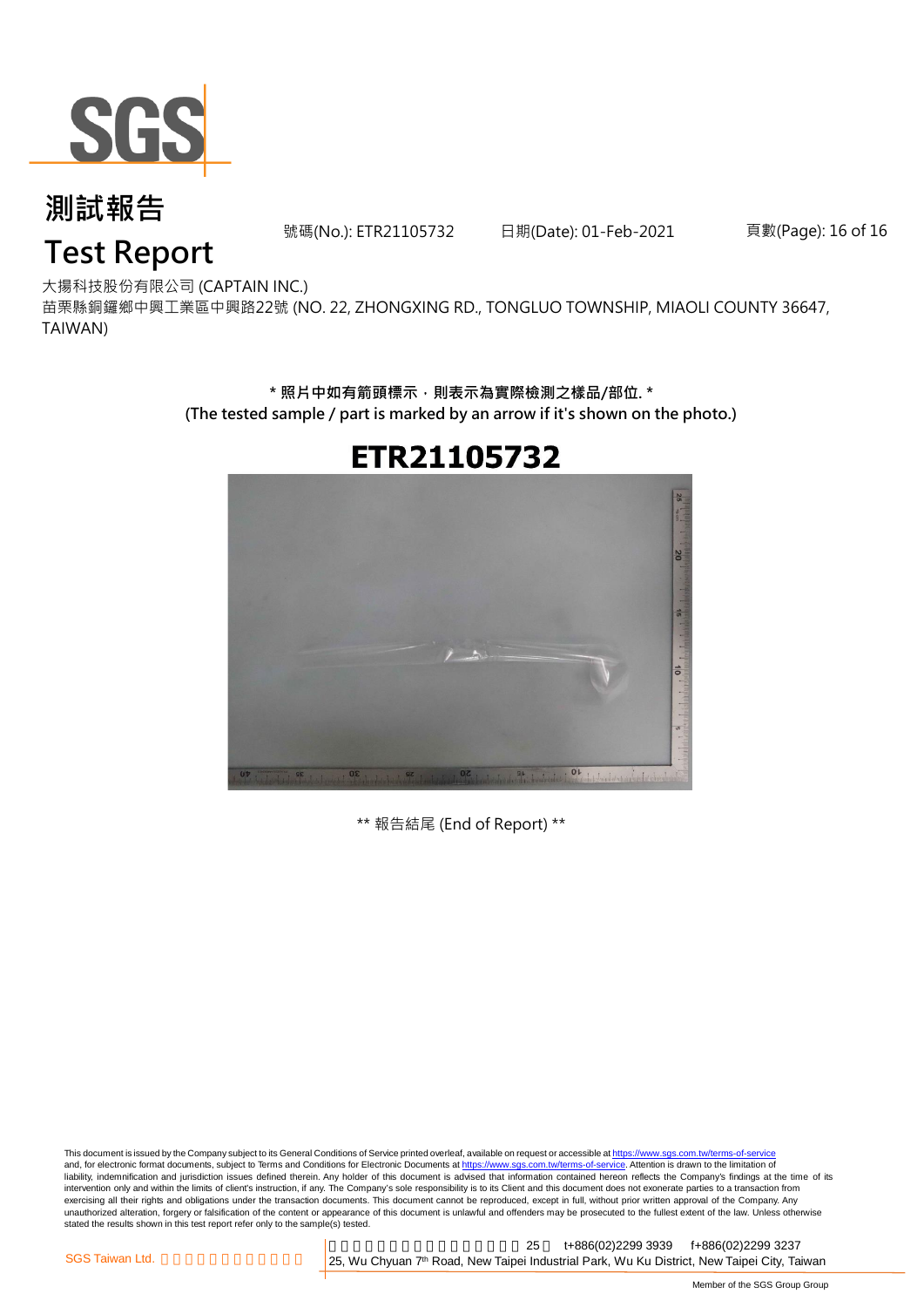大揚科技股份有限公司 (CAPTAIN INC.)
苗栗縣銅鑼鄉中興工業區中興路22號 (NO. 22, ZHONGXING RD., TONGLUO TOWNSHIP, MIAOLI COUNTY 36647, TAIWAN)

**\* 照片中如有箭頭標示，則表示為實際檢測之樣品/部位. \***
**(The tested sample / part is marked by an arrow if it's shown on the photo.)**

**ETR21105732**

** 報告結尾 (End of Report) **

This document is issued by the Company subject to its General Conditions of Service printed overleaf, available on request or accessible at https://www.sgs.com.tw/terms-of-service and, for electronic format documents, subject to Terms and Conditions for Electronic Documents at https://www.sgs.com.tw/terms-of-service. Attention is drawn to the limitation of liability, indemnification and jurisdiction issues defined therein. Any holder of this document is advised that information contained hereon reflects the Company's findings at the time of its intervention only and within the limits of client's instruction, if any. The Company's sole responsibility is to its Client and this document does not exonerate parties to a transaction from exercising all their rights and obligations under the transaction documents. This document cannot be reproduced, except in full, without prior written approval of the Company. Any unauthorized alteration, forgery or falsification of the content or appearance of this document is unlawful and offenders may be prosecuted to the fullest extent of the law. Unless otherwise stated the results shown in this test report refer only to the sample(s) tested.